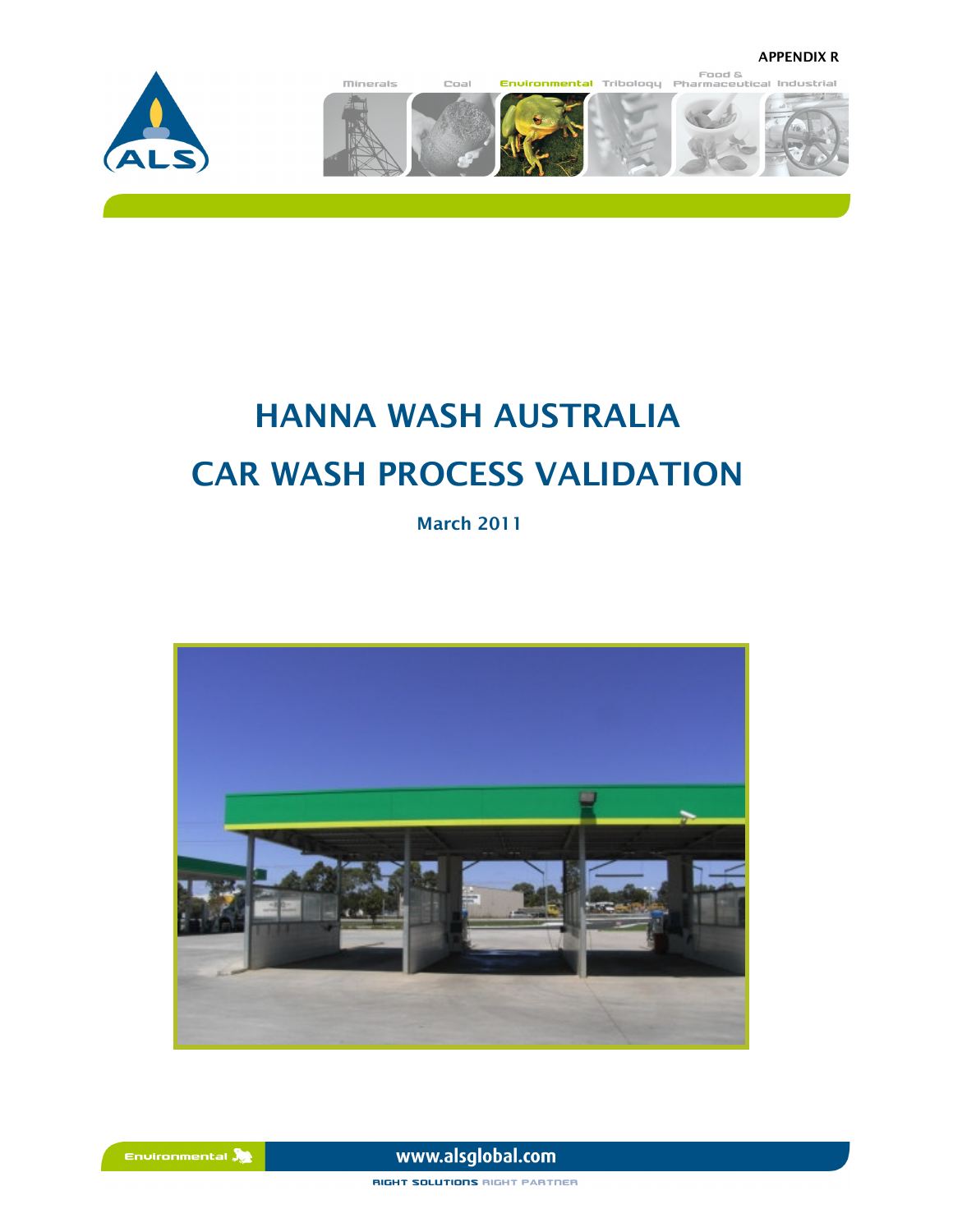APPENDIX R

# HANNA WASH AUSTRALIA

# CAR WASH PROCESS VALIDATION

**March 2011**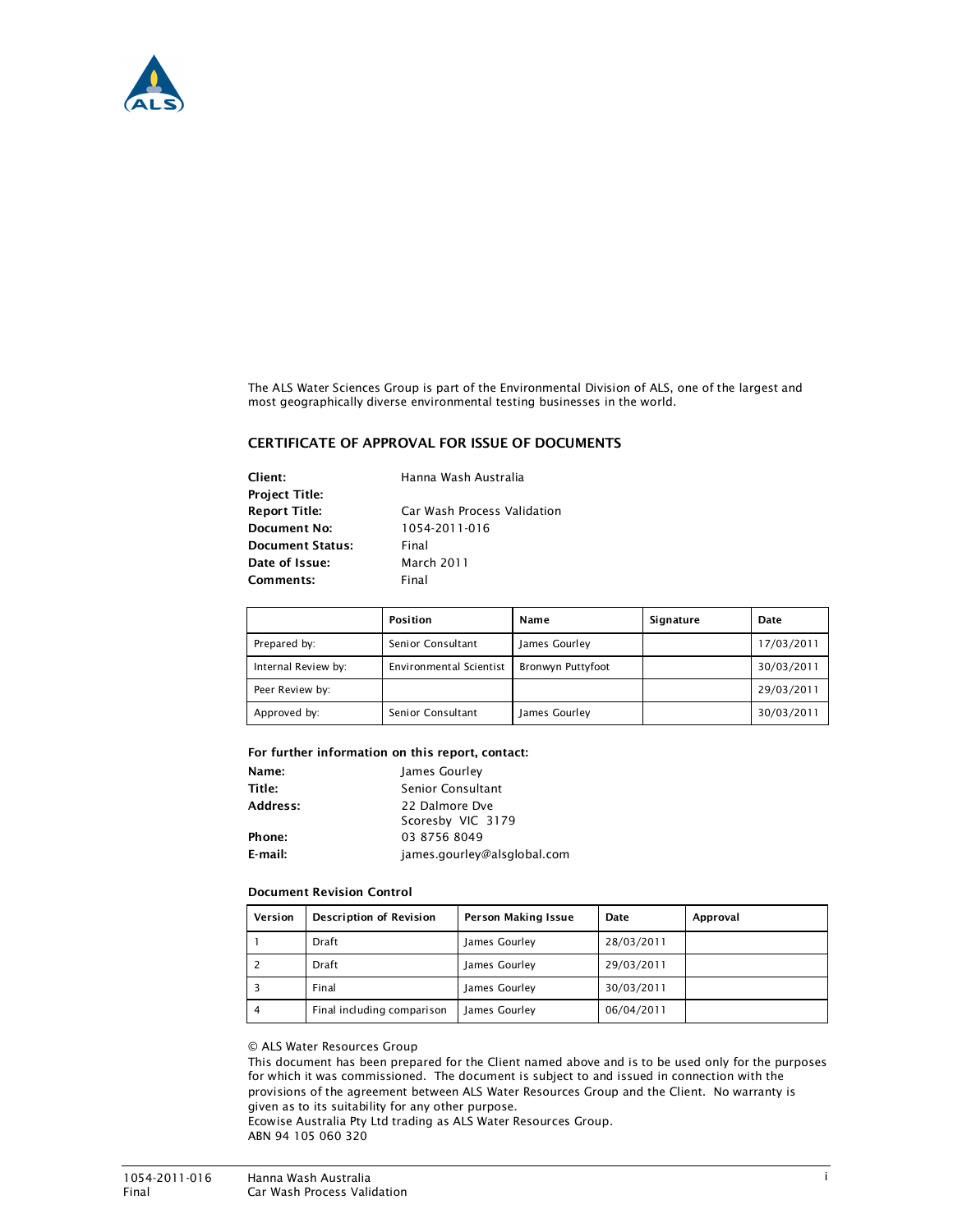The ALS Water Sciences Group is part of the Environmental Division of ALS, one of the largest and most geographically diverse environmental testing businesses in the world.

## CERTIFICATE OF APPROVAL FOR ISSUE OF DOCUMENTS

**Client:** Hanna Wash Australia
**Project Title:**
**Report Title:** Car Wash Process Validation
**Document No:** 1054-2011-016
**Document Status:** Final
**Date of Issue:** March 2011
**Comments:** Final

| | Position | Name | Signature | Date |
|---|---|---|---|---|
| Prepared by: | Senior Consultant | James Gourley | | 17/03/2011 |
| Internal Review by: | Environmental Scientist | Bronwyn Puttyfoot | | 30/03/2011 |
| Peer Review by: | | | | 29/03/2011 |
| Approved by: | Senior Consultant | James Gourley | | 30/03/2011 |

**For further information on this report, contact:**

**Name:** James Gourley
**Title:** Senior Consultant
**Address:** 22 Dalmore Dve
Scoresby VIC 3179
**Phone:** 03 8756 8049
**E-mail:** james.gourley@alsglobal.com

**Document Revision Control**

| Version | Description of Revision | Person Making Issue | Date | Approval |
|---|---|---|---|---|
| 1 | Draft | James Gourley | 28/03/2011 | |
| 2 | Draft | James Gourley | 29/03/2011 | |
| 3 | Final | James Gourley | 30/03/2011 | |
| 4 | Final including comparison | James Gourley | 06/04/2011 | |

© ALS Water Resources Group
This document has been prepared for the Client named above and is to be used only for the purposes for which it was commissioned. The document is subject to and issued in connection with the provisions of the agreement between ALS Water Resources Group and the Client. No warranty is given as to its suitability for any other purpose.
Ecowise Australia Pty Ltd trading as ALS Water Resources Group.
ABN 94 105 060 320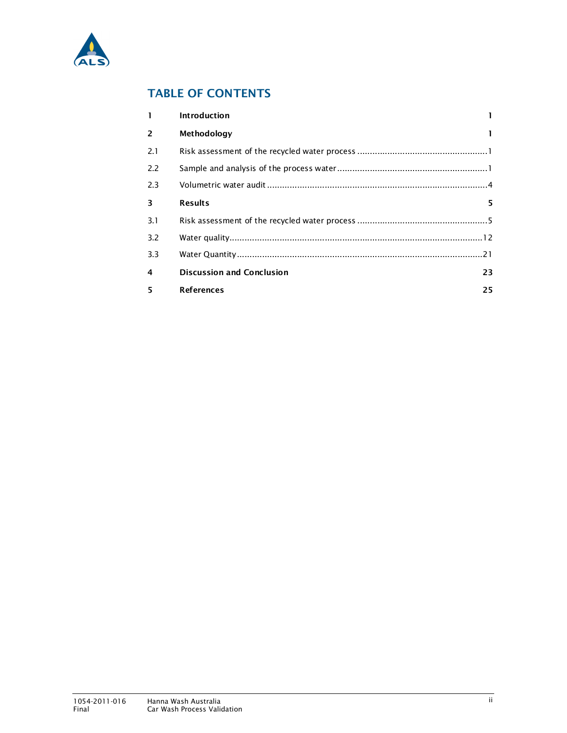# TABLE OF CONTENTS

| | | |
|---|---|---|
| **1** | **Introduction** | **1** |
| **2** | **Methodology** | **1** |
| 2.1 | Risk assessment of the recycled water process | 1 |
| 2.2 | Sample and analysis of the process water | 1 |
| 2.3 | Volumetric water audit | 4 |
| **3** | **Results** | **5** |
| 3.1 | Risk assessment of the recycled water process | 5 |
| 3.2 | Water quality | 12 |
| 3.3 | Water Quantity | 21 |
| **4** | **Discussion and Conclusion** | **23** |
| **5** | **References** | **25** |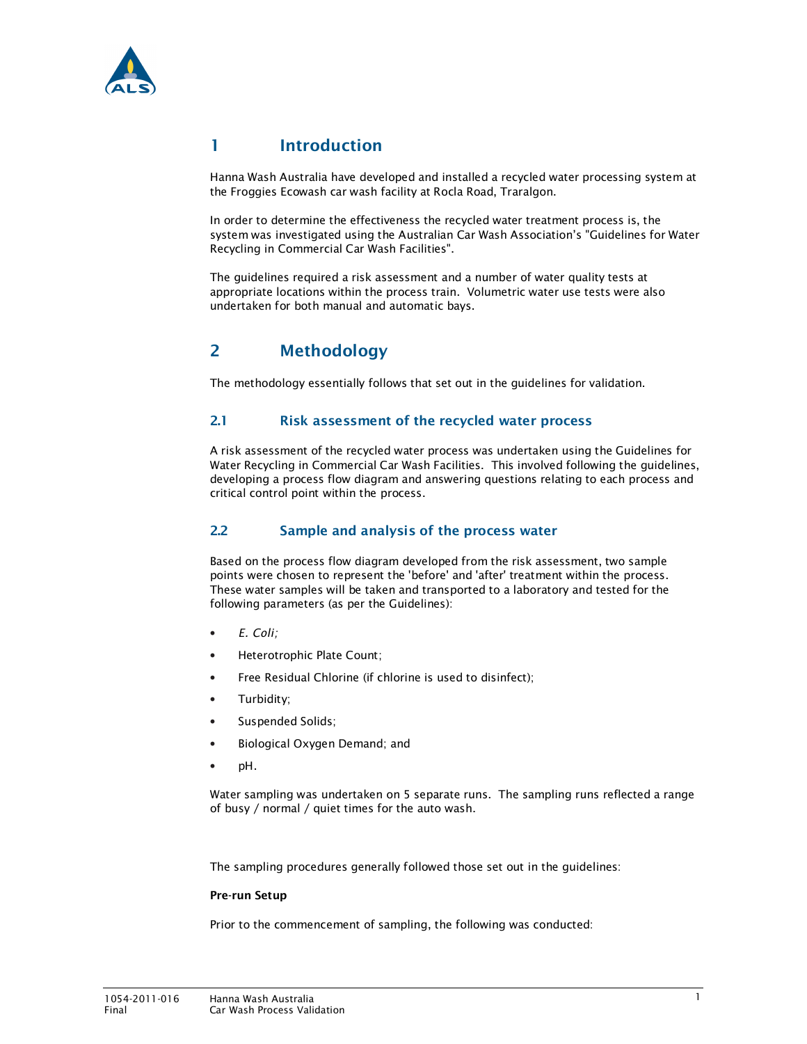# 1 Introduction

Hanna Wash Australia have developed and installed a recycled water processing system at the Froggies Ecowash car wash facility at Rocla Road, Traralgon.

In order to determine the effectiveness the recycled water treatment process is, the system was investigated using the Australian Car Wash Association's "Guidelines for Water Recycling in Commercial Car Wash Facilities".

The guidelines required a risk assessment and a number of water quality tests at appropriate locations within the process train. Volumetric water use tests were also undertaken for both manual and automatic bays.

# 2 Methodology

The methodology essentially follows that set out in the guidelines for validation.

## 2.1 Risk assessment of the recycled water process

A risk assessment of the recycled water process was undertaken using the Guidelines for Water Recycling in Commercial Car Wash Facilities. This involved following the guidelines, developing a process flow diagram and answering questions relating to each process and critical control point within the process.

## 2.2 Sample and analysis of the process water

Based on the process flow diagram developed from the risk assessment, two sample points were chosen to represent the 'before' and 'after' treatment within the process. These water samples will be taken and transported to a laboratory and tested for the following parameters (as per the Guidelines):

- *E. Coli;*
- Heterotrophic Plate Count;
- Free Residual Chlorine (if chlorine is used to disinfect);
- Turbidity;
- Suspended Solids;
- Biological Oxygen Demand; and
- pH.

Water sampling was undertaken on 5 separate runs. The sampling runs reflected a range of busy / normal / quiet times for the auto wash.

The sampling procedures generally followed those set out in the guidelines:

**Pre-run Setup**

Prior to the commencement of sampling, the following was conducted: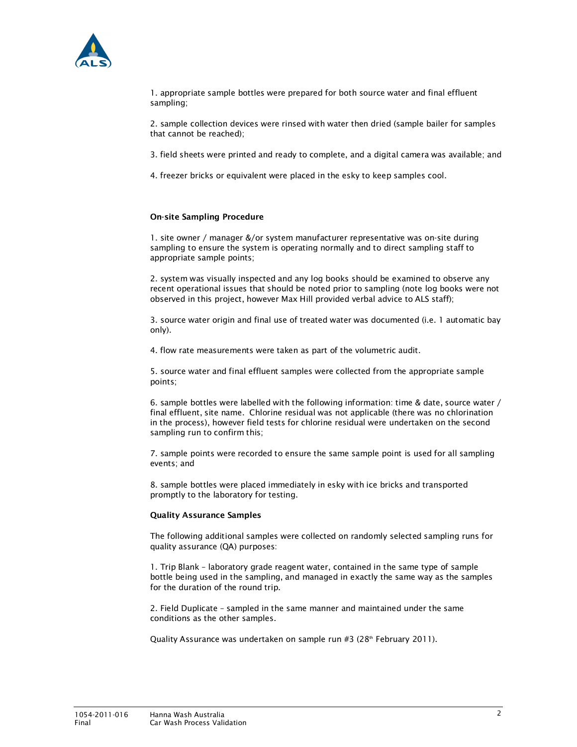1. appropriate sample bottles were prepared for both source water and final effluent sampling;

2. sample collection devices were rinsed with water then dried (sample bailer for samples that cannot be reached);

3. field sheets were printed and ready to complete, and a digital camera was available; and

4. freezer bricks or equivalent were placed in the esky to keep samples cool.

**On-site Sampling Procedure**

1. site owner / manager &/or system manufacturer representative was on-site during sampling to ensure the system is operating normally and to direct sampling staff to appropriate sample points;

2. system was visually inspected and any log books should be examined to observe any recent operational issues that should be noted prior to sampling (note log books were not observed in this project, however Max Hill provided verbal advice to ALS staff);

3. source water origin and final use of treated water was documented (i.e. 1 automatic bay only).

4. flow rate measurements were taken as part of the volumetric audit.

5. source water and final effluent samples were collected from the appropriate sample points;

6. sample bottles were labelled with the following information: time & date, source water / final effluent, site name. Chlorine residual was not applicable (there was no chlorination in the process), however field tests for chlorine residual were undertaken on the second sampling run to confirm this;

7. sample points were recorded to ensure the same sample point is used for all sampling events; and

8. sample bottles were placed immediately in esky with ice bricks and transported promptly to the laboratory for testing.

**Quality Assurance Samples**

The following additional samples were collected on randomly selected sampling runs for quality assurance (QA) purposes:

1. Trip Blank – laboratory grade reagent water, contained in the same type of sample bottle being used in the sampling, and managed in exactly the same way as the samples for the duration of the round trip.

2. Field Duplicate – sampled in the same manner and maintained under the same conditions as the other samples.

Quality Assurance was undertaken on sample run #3 (28th February 2011).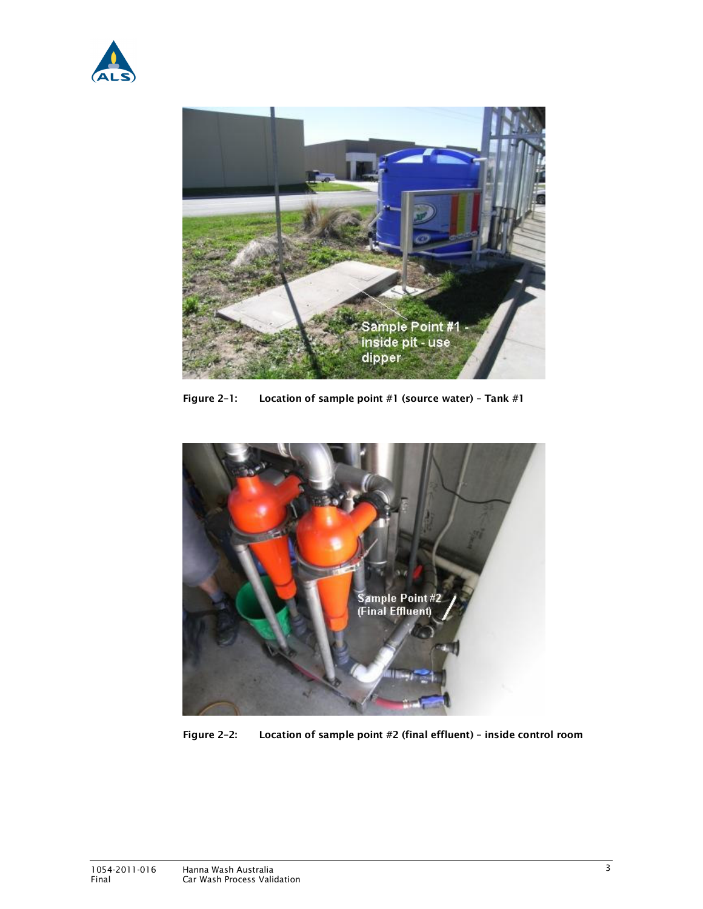Figure 2-1: Location of sample point #1 (source water) – Tank #1

Figure 2-2: Location of sample point #2 (final effluent) – inside control room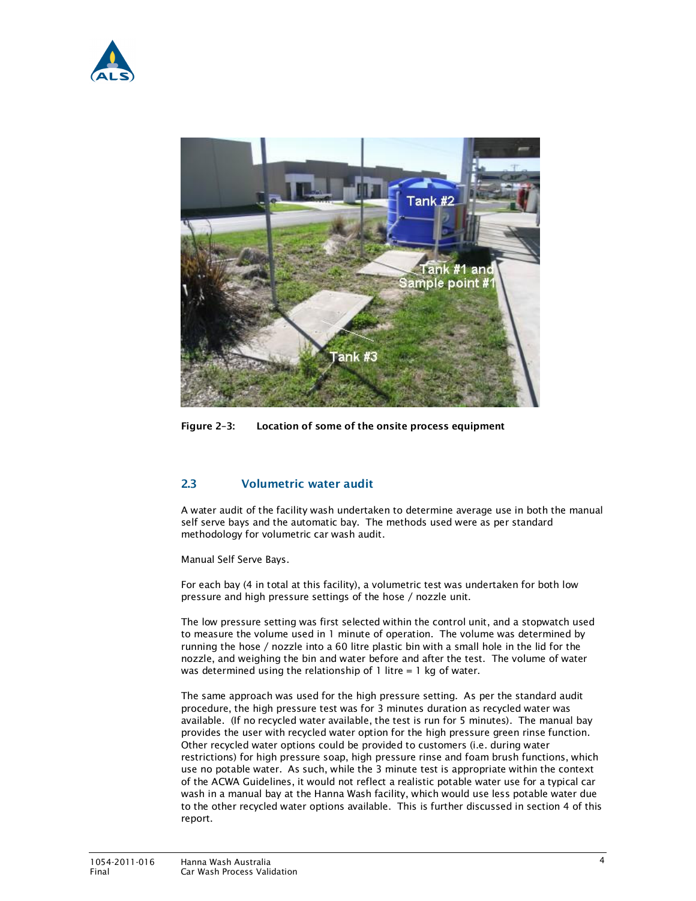Figure 2-3: Location of some of the onsite process equipment

### 2.3 Volumetric water audit

A water audit of the facility wash undertaken to determine average use in both the manual self serve bays and the automatic bay. The methods used were as per standard methodology for volumetric car wash audit.

Manual Self Serve Bays.

For each bay (4 in total at this facility), a volumetric test was undertaken for both low pressure and high pressure settings of the hose / nozzle unit.

The low pressure setting was first selected within the control unit, and a stopwatch used to measure the volume used in 1 minute of operation. The volume was determined by running the hose / nozzle into a 60 litre plastic bin with a small hole in the lid for the nozzle, and weighing the bin and water before and after the test. The volume of water was determined using the relationship of 1 litre = 1 kg of water.

The same approach was used for the high pressure setting. As per the standard audit procedure, the high pressure test was for 3 minutes duration as recycled water was available. (If no recycled water available, the test is run for 5 minutes). The manual bay provides the user with recycled water option for the high pressure green rinse function. Other recycled water options could be provided to customers (i.e. during water restrictions) for high pressure soap, high pressure rinse and foam brush functions, which use no potable water. As such, while the 3 minute test is appropriate within the context of the ACWA Guidelines, it would not reflect a realistic potable water use for a typical car wash in a manual bay at the Hanna Wash facility, which would use less potable water due to the other recycled water options available. This is further discussed in section 4 of this report.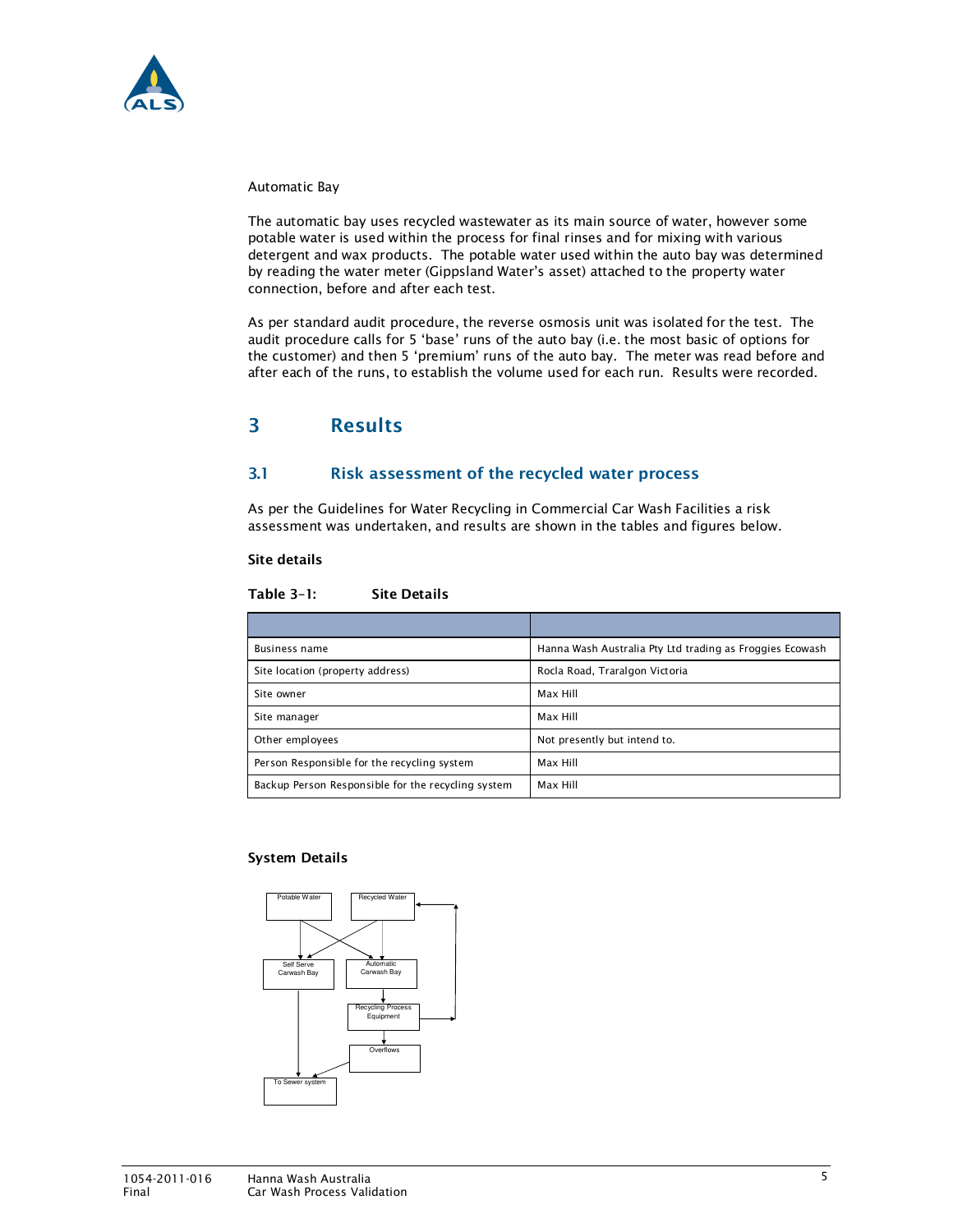Automatic Bay

The automatic bay uses recycled wastewater as its main source of water, however some potable water is used within the process for final rinses and for mixing with various detergent and wax products. The potable water used within the auto bay was determined by reading the water meter (Gippsland Water's asset) attached to the property water connection, before and after each test.

As per standard audit procedure, the reverse osmosis unit was isolated for the test. The audit procedure calls for 5 'base' runs of the auto bay (i.e. the most basic of options for the customer) and then 5 'premium' runs of the auto bay. The meter was read before and after each of the runs, to establish the volume used for each run. Results were recorded.

# 3 Results

## 3.1 Risk assessment of the recycled water process

As per the Guidelines for Water Recycling in Commercial Car Wash Facilities a risk assessment was undertaken, and results are shown in the tables and figures below.

**Site details**

**Table 3-1: Site Details**

| | |
|---|---|
| Business name | Hanna Wash Australia Pty Ltd trading as Froggies Ecowash |
| Site location (property address) | Rocla Road, Traralgon Victoria |
| Site owner | Max Hill |
| Site manager | Max Hill |
| Other employees | Not presently but intend to. |
| Person Responsible for the recycling system | Max Hill |
| Backup Person Responsible for the recycling system | Max Hill |

**System Details**

Potable Water

Recycled Water

Self Serve Carwash Bay

Automatic Carwash Bay

Recycling Process Equipment

Overflows

To Sewer system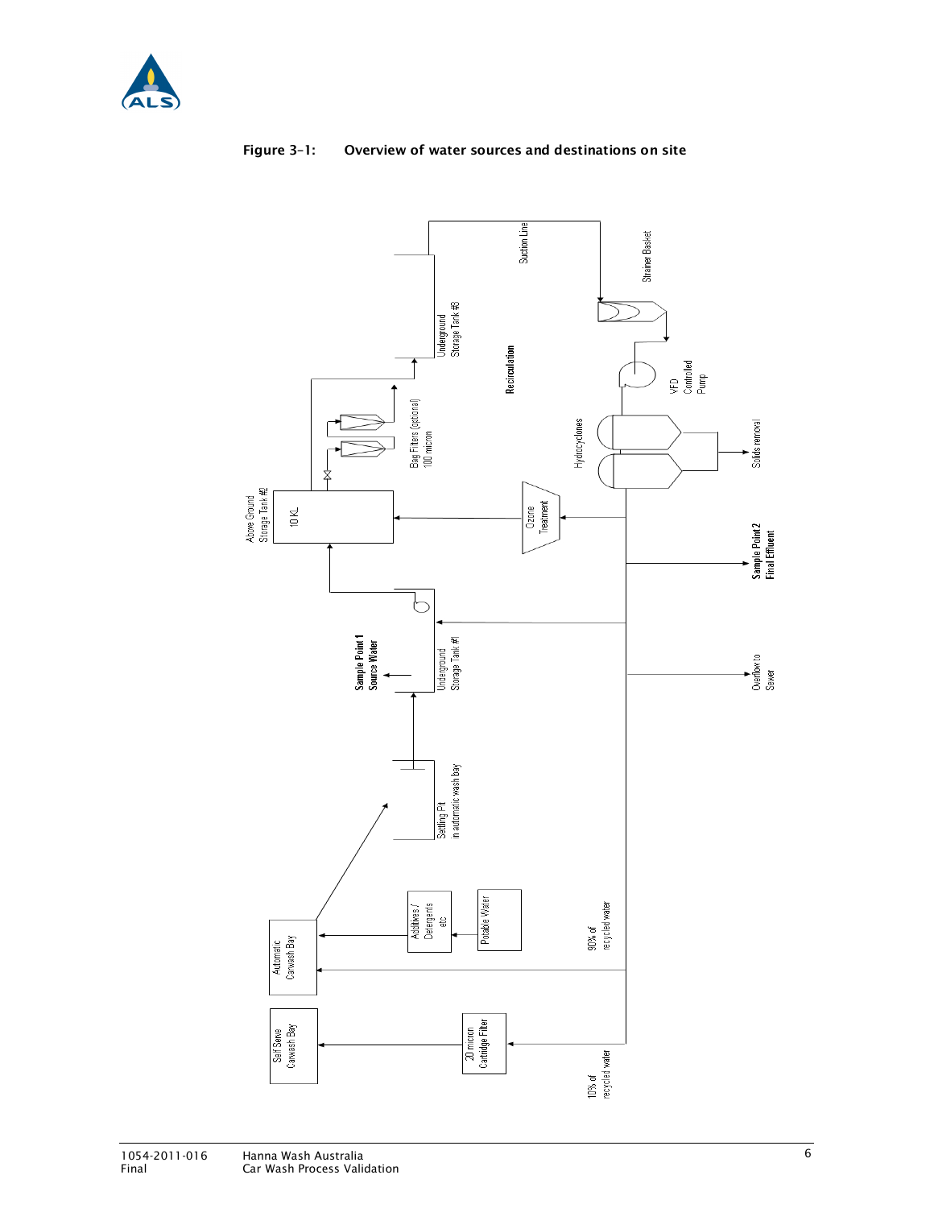**Figure 3-1: Overview of water sources and destinations on site**

Suction Line

Strainer Basket

Underground Storage Tank #3

Recirculation

VFD Controlled Pump

Bag Filters (optional) 100 micron

Hydrocyclones

Solids removal

Above Ground Storage Tank #2

10 KL

Ozone Treatment

Sample Point 2 Final Effluent

Sample Point 1 Source Water

Underground Storage Tank #1

Overflow to Sewer

Settling Pit in automatic wash bay

Automatic Carwash Bay

Additives / Detergents etc

Potable Water

90% of recycled water

Self Serve Carwash Bay

20 micron Cartridge Filter

10% of recycled water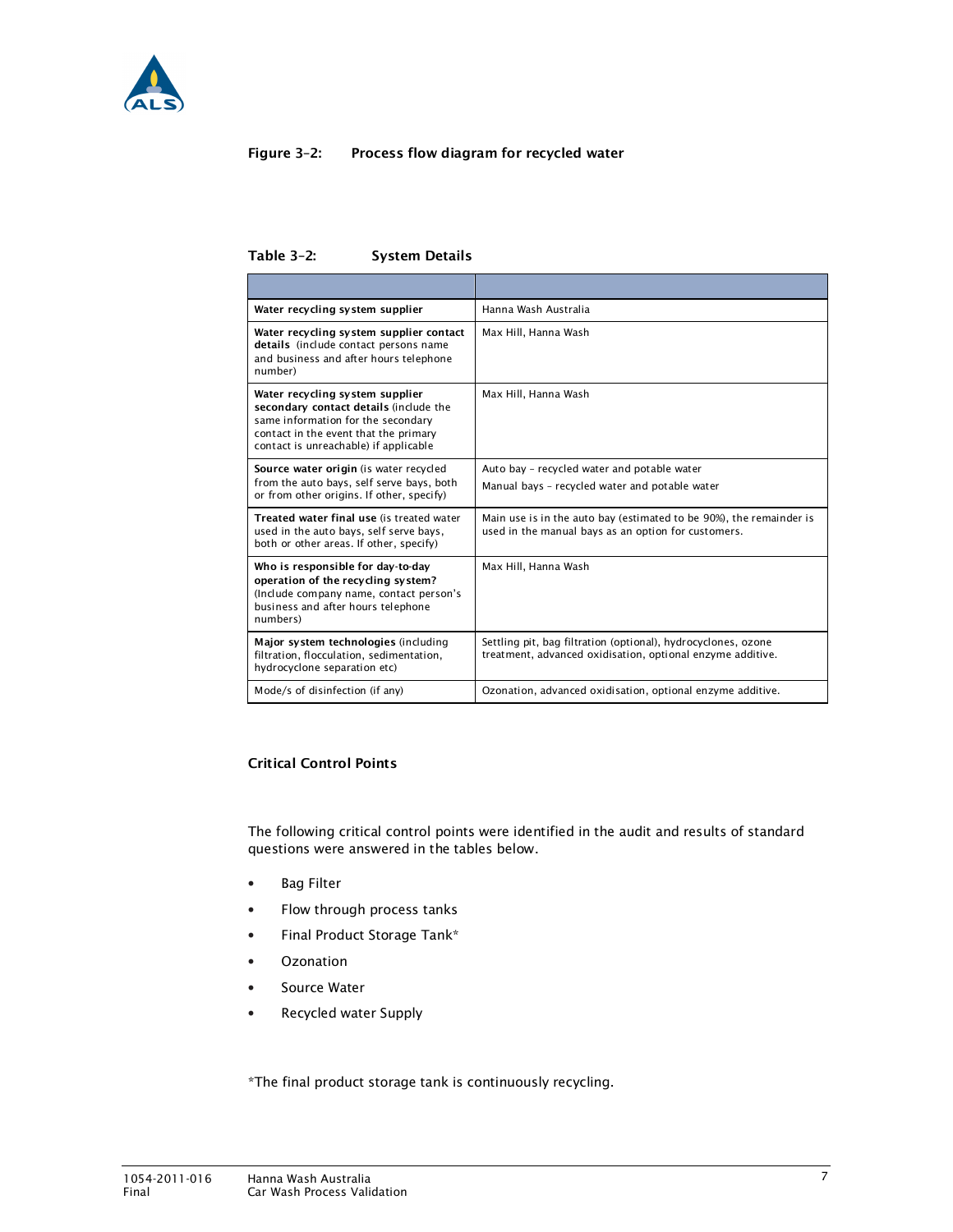**Figure 3–2: Process flow diagram for recycled water**

**Table 3–2: System Details**

| | |
|---|---|
| **Water recycling system supplier** | Hanna Wash Australia |
| **Water recycling system supplier contact details** (include contact persons name and business and after hours telephone number) | Max Hill, Hanna Wash |
| **Water recycling system supplier secondary contact details** (include the same information for the secondary contact in the event that the primary contact is unreachable) if applicable | Max Hill, Hanna Wash |
| **Source water origin** (is water recycled from the auto bays, self serve bays, both or from other origins. If other, specify) | Auto bay – recycled water and potable water<br>Manual bays – recycled water and potable water |
| **Treated water final use** (is treated water used in the auto bays, self serve bays, both or other areas. If other, specify) | Main use is in the auto bay (estimated to be 90%), the remainder is used in the manual bays as an option for customers. |
| **Who is responsible for day-to-day operation of the recycling system?** (Include company name, contact person's business and after hours telephone numbers) | Max Hill, Hanna Wash |
| **Major system technologies** (including filtration, flocculation, sedimentation, hydrocyclone separation etc) | Settling pit, bag filtration (optional), hydrocyclones, ozone treatment, advanced oxidisation, optional enzyme additive. |
| Mode/s of disinfection (if any) | Ozonation, advanced oxidisation, optional enzyme additive. |

**Critical Control Points**

The following critical control points were identified in the audit and results of standard questions were answered in the tables below.

- Bag Filter
- Flow through process tanks
- Final Product Storage Tank*
- Ozonation
- Source Water
- Recycled water Supply

*The final product storage tank is continuously recycling.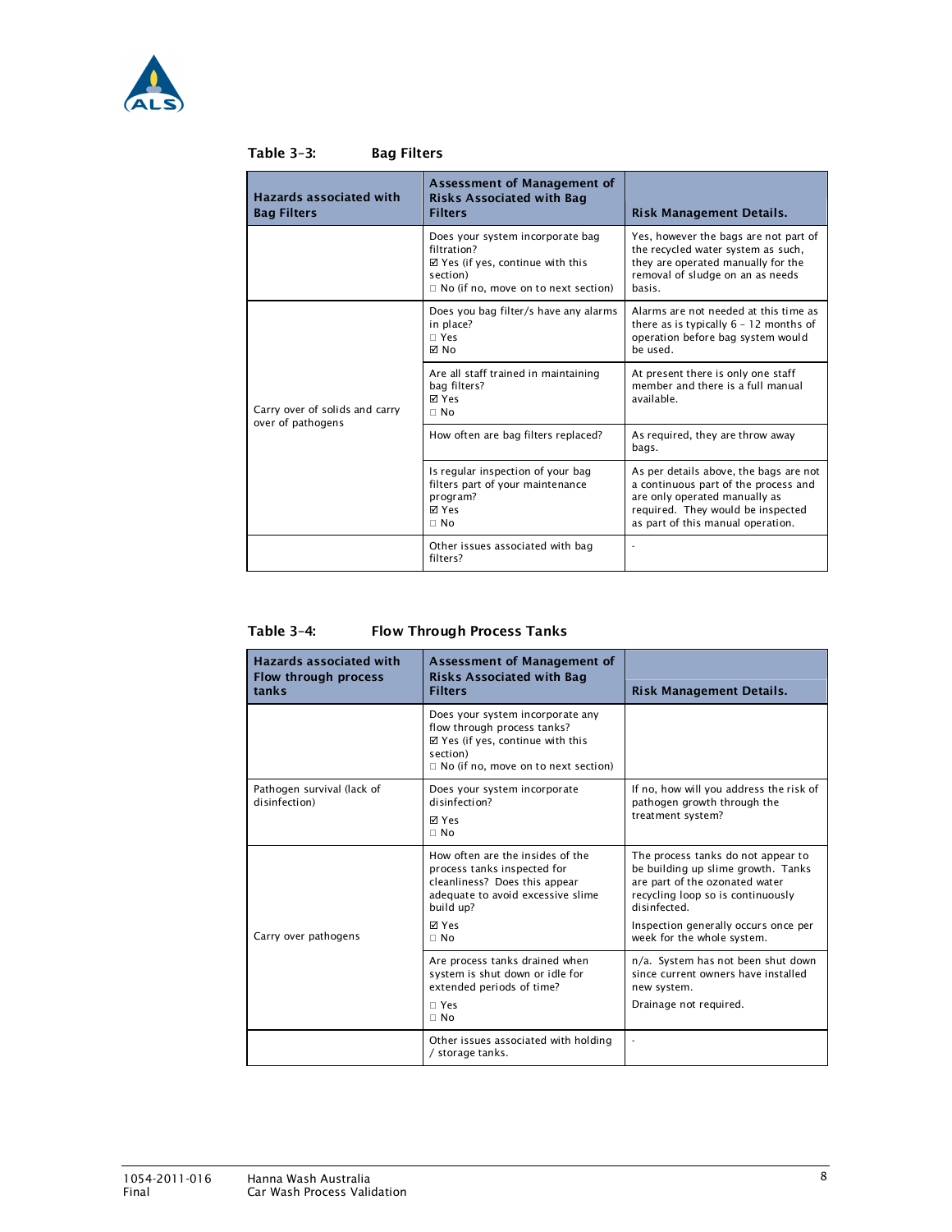**Table 3-3: Bag Filters**

| Hazards associated with Bag Filters | Assessment of Management of Risks Associated with Bag Filters | Risk Management Details. |
|---|---|---|
| | Does your system incorporate bag filtration?<br>☑ Yes (if yes, continue with this section)<br>☐ No (if no, move on to next section) | Yes, however the bags are not part of the recycled water system as such, they are operated manually for the removal of sludge on an as needs basis. |
| Carry over of solids and carry over of pathogens | Does you bag filter/s have any alarms in place?<br>☐ Yes<br>☑ No | Alarms are not needed at this time as there as is typically 6 – 12 months of operation before bag system would be used. |
| | Are all staff trained in maintaining bag filters?<br>☑ Yes<br>☐ No | At present there is only one staff member and there is a full manual available. |
| | How often are bag filters replaced? | As required, they are throw away bags. |
| | Is regular inspection of your bag filters part of your maintenance program?<br>☑ Yes<br>☐ No | As per details above, the bags are not a continuous part of the process and are only operated manually as required. They would be inspected as part of this manual operation. |
| | Other issues associated with bag filters? | - |

**Table 3-4: Flow Through Process Tanks**

| Hazards associated with Flow through process tanks | Assessment of Management of Risks Associated with Bag Filters | Risk Management Details. |
|---|---|---|
| | Does your system incorporate any flow through process tanks?<br>☑ Yes (if yes, continue with this section)<br>☐ No (if no, move on to next section) | |
| Pathogen survival (lack of disinfection) | Does your system incorporate disinfection?<br>☑ Yes<br>☐ No | If no, how will you address the risk of pathogen growth through the treatment system? |
| Carry over pathogens | How often are the insides of the process tanks inspected for cleanliness? Does this appear adequate to avoid excessive slime build up?<br>☑ Yes<br>☐ No | The process tanks do not appear to be building up slime growth. Tanks are part of the ozonated water recycling loop so is continuously disinfected.<br>Inspection generally occurs once per week for the whole system. |
| | Are process tanks drained when system is shut down or idle for extended periods of time?<br>☐ Yes<br>☐ No | n/a. System has not been shut down since current owners have installed new system.<br>Drainage not required. |
| | Other issues associated with holding / storage tanks. | - |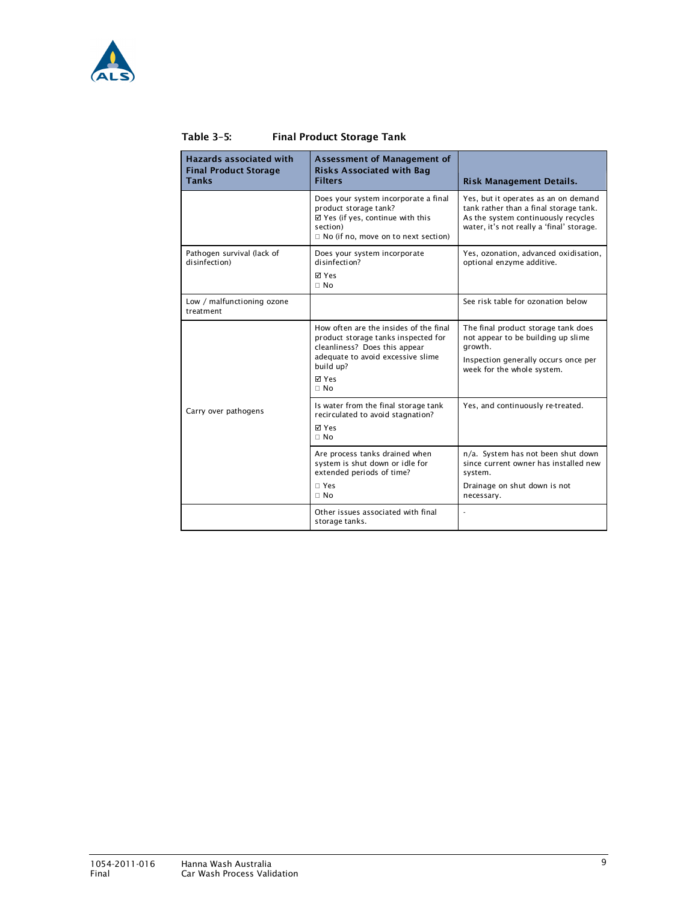**Table 3-5: Final Product Storage Tank**

| Hazards associated with Final Product Storage Tanks | Assessment of Management of Risks Associated with Bag Filters | Risk Management Details. |
|---|---|---|
| | Does your system incorporate a final product storage tank?<br>☑ Yes (if yes, continue with this section)<br>□ No (if no, move on to next section) | Yes, but it operates as an on demand tank rather than a final storage tank. As the system continuously recycles water, it's not really a 'final' storage. |
| Pathogen survival (lack of disinfection) | Does your system incorporate disinfection?<br>☑ Yes<br>□ No | Yes, ozonation, advanced oxidisation, optional enzyme additive. |
| Low / malfunctioning ozone treatment | | See risk table for ozonation below |
| Carry over pathogens | How often are the insides of the final product storage tanks inspected for cleanliness? Does this appear adequate to avoid excessive slime build up?<br>☑ Yes<br>□ No | The final product storage tank does not appear to be building up slime growth.<br>Inspection generally occurs once per week for the whole system. |
| | Is water from the final storage tank recirculated to avoid stagnation?<br>☑ Yes<br>□ No | Yes, and continuously re-treated. |
| | Are process tanks drained when system is shut down or idle for extended periods of time?<br>□ Yes<br>□ No | n/a. System has not been shut down since current owner has installed new system.<br>Drainage on shut down is not necessary. |
| | Other issues associated with final storage tanks. | - |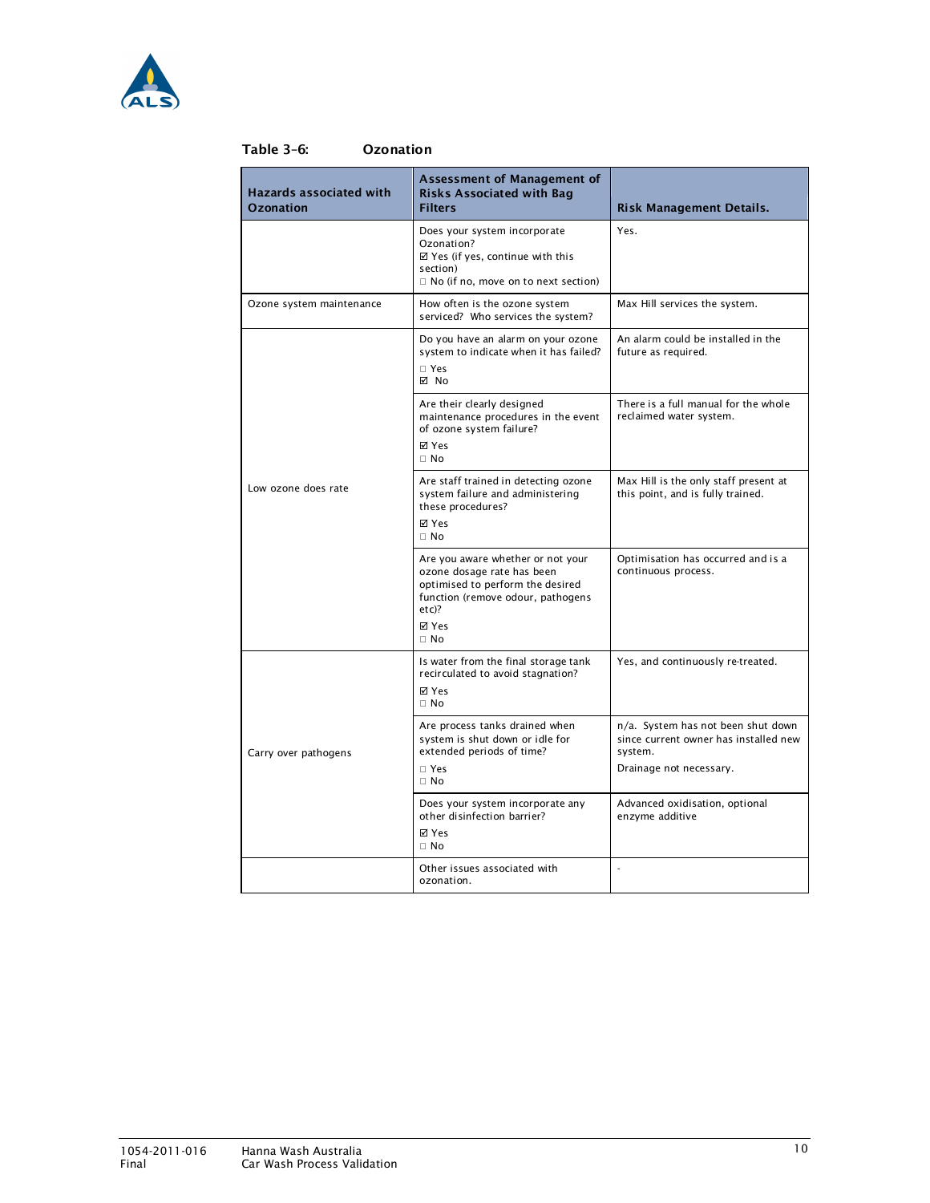**Table 3-6: Ozonation**

| Hazards associated with Ozonation | Assessment of Management of Risks Associated with Bag Filters | Risk Management Details. |
|---|---|---|
| | Does your system incorporate Ozonation?<br>☑ Yes (if yes, continue with this section)<br>☐ No (if no, move on to next section) | Yes. |
| Ozone system maintenance | How often is the ozone system serviced? Who services the system? | Max Hill services the system. |
| Low ozone does rate | Do you have an alarm on your ozone system to indicate when it has failed?<br>☐ Yes<br>☑ No | An alarm could be installed in the future as required. |
| | Are their clearly designed maintenance procedures in the event of ozone system failure?<br>☑ Yes<br>☐ No | There is a full manual for the whole reclaimed water system. |
| | Are staff trained in detecting ozone system failure and administering these procedures?<br>☑ Yes<br>☐ No | Max Hill is the only staff present at this point, and is fully trained. |
| | Are you aware whether or not your ozone dosage rate has been optimised to perform the desired function (remove odour, pathogens etc)?<br>☑ Yes<br>☐ No | Optimisation has occurred and is a continuous process. |
| Carry over pathogens | Is water from the final storage tank recirculated to avoid stagnation?<br>☑ Yes<br>☐ No | Yes, and continuously re-treated. |
| | Are process tanks drained when system is shut down or idle for extended periods of time?<br>☐ Yes<br>☐ No | n/a. System has not been shut down since current owner has installed new system.<br>Drainage not necessary. |
| | Does your system incorporate any other disinfection barrier?<br>☑ Yes<br>☐ No | Advanced oxidisation, optional enzyme additive |
| | Other issues associated with ozonation. | - |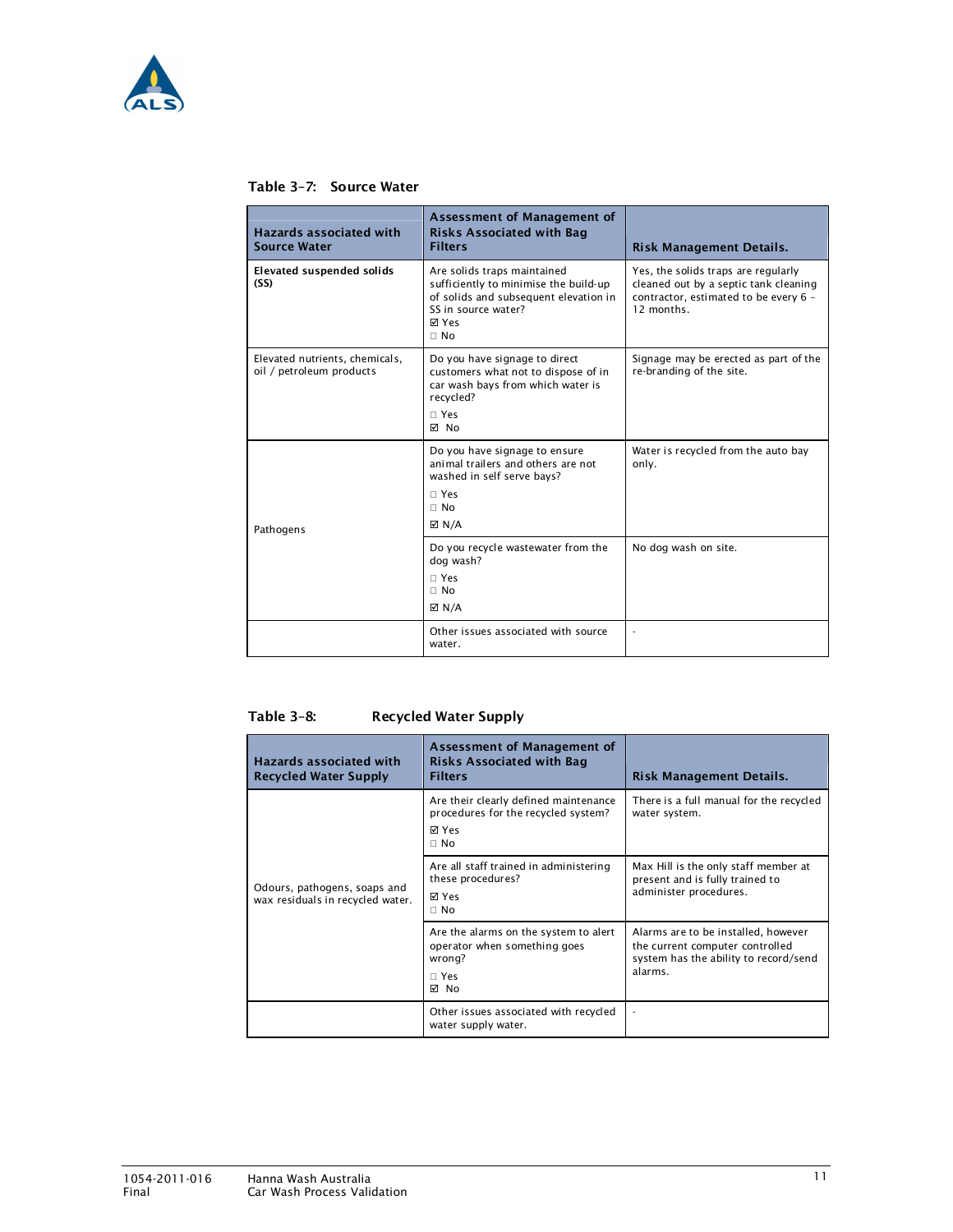Table 3-7: Source Water

| Hazards associated with Source Water | Assessment of Management of Risks Associated with Bag Filters | Risk Management Details. |
|---|---|---|
| **Elevated suspended solids (SS)** | Are solids traps maintained sufficiently to minimise the build-up of solids and subsequent elevation in SS in source water?<br>☑ Yes<br>☐ No | Yes, the solids traps are regularly cleaned out by a septic tank cleaning contractor, estimated to be every 6 – 12 months. |
| Elevated nutrients, chemicals, oil / petroleum products | Do you have signage to direct customers what not to dispose of in car wash bays from which water is recycled?<br>☐ Yes<br>☑ No | Signage may be erected as part of the re-branding of the site. |
| Pathogens | Do you have signage to ensure animal trailers and others are not washed in self serve bays?<br>☐ Yes<br>☐ No<br>☑ N/A | Water is recycled from the auto bay only. |
| | Do you recycle wastewater from the dog wash?<br>☐ Yes<br>☐ No<br>☑ N/A | No dog wash on site. |
| | Other issues associated with source water. | - |

Table 3-8: Recycled Water Supply

| Hazards associated with Recycled Water Supply | Assessment of Management of Risks Associated with Bag Filters | Risk Management Details. |
|---|---|---|
| Odours, pathogens, soaps and wax residuals in recycled water. | Are their clearly defined maintenance procedures for the recycled system?<br>☑ Yes<br>☐ No | There is a full manual for the recycled water system. |
| | Are all staff trained in administering these procedures?<br>☑ Yes<br>☐ No | Max Hill is the only staff member at present and is fully trained to administer procedures. |
| | Are the alarms on the system to alert operator when something goes wrong?<br>☐ Yes<br>☑ No | Alarms are to be installed, however the current computer controlled system has the ability to record/send alarms. |
| | Other issues associated with recycled water supply water. | - |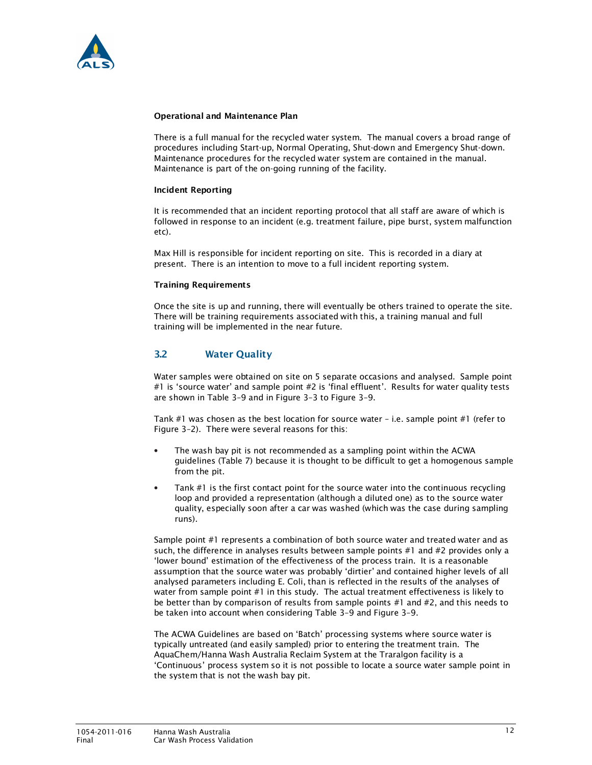**Operational and Maintenance Plan**

There is a full manual for the recycled water system. The manual covers a broad range of procedures including Start-up, Normal Operating, Shut-down and Emergency Shut-down. Maintenance procedures for the recycled water system are contained in the manual. Maintenance is part of the on-going running of the facility.

**Incident Reporting**

It is recommended that an incident reporting protocol that all staff are aware of which is followed in response to an incident (e.g. treatment failure, pipe burst, system malfunction etc).

Max Hill is responsible for incident reporting on site. This is recorded in a diary at present. There is an intention to move to a full incident reporting system.

**Training Requirements**

Once the site is up and running, there will eventually be others trained to operate the site. There will be training requirements associated with this, a training manual and full training will be implemented in the near future.

## 3.2 Water Quality

Water samples were obtained on site on 5 separate occasions and analysed. Sample point #1 is 'source water' and sample point #2 is 'final effluent'. Results for water quality tests are shown in Table 3-9 and in Figure 3-3 to Figure 3-9.

Tank #1 was chosen as the best location for source water – i.e. sample point #1 (refer to Figure 3-2). There were several reasons for this:

- The wash bay pit is not recommended as a sampling point within the ACWA guidelines (Table 7) because it is thought to be difficult to get a homogenous sample from the pit.
- Tank #1 is the first contact point for the source water into the continuous recycling loop and provided a representation (although a diluted one) as to the source water quality, especially soon after a car was washed (which was the case during sampling runs).

Sample point #1 represents a combination of both source water and treated water and as such, the difference in analyses results between sample points #1 and #2 provides only a 'lower bound' estimation of the effectiveness of the process train. It is a reasonable assumption that the source water was probably 'dirtier' and contained higher levels of all analysed parameters including E. Coli, than is reflected in the results of the analyses of water from sample point #1 in this study. The actual treatment effectiveness is likely to be better than by comparison of results from sample points #1 and #2, and this needs to be taken into account when considering Table 3-9 and Figure 3-9.

The ACWA Guidelines are based on 'Batch' processing systems where source water is typically untreated (and easily sampled) prior to entering the treatment train. The AquaChem/Hanna Wash Australia Reclaim System at the Traralgon facility is a 'Continuous' process system so it is not possible to locate a source water sample point in the system that is not the wash bay pit.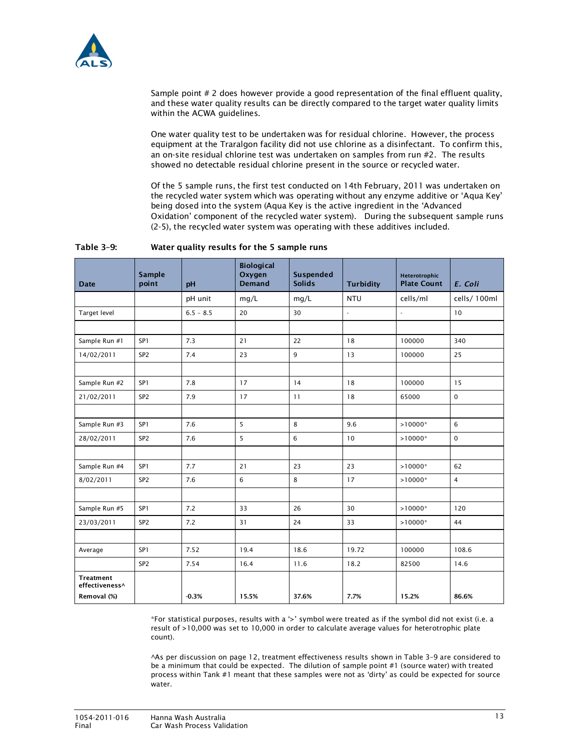Sample point # 2 does however provide a good representation of the final effluent quality, and these water quality results can be directly compared to the target water quality limits within the ACWA guidelines.

One water quality test to be undertaken was for residual chlorine. However, the process equipment at the Traralgon facility did not use chlorine as a disinfectant. To confirm this, an on-site residual chlorine test was undertaken on samples from run #2. The results showed no detectable residual chlorine present in the source or recycled water.

Of the 5 sample runs, the first test conducted on 14th February, 2011 was undertaken on the recycled water system which was operating without any enzyme additive or 'Aqua Key' being dosed into the system (Aqua Key is the active ingredient in the 'Advanced Oxidation' component of the recycled water system). During the subsequent sample runs (2-5), the recycled water system was operating with these additives included.

**Table 3-9: Water quality results for the 5 sample runs**

| Date | Sample point | pH | Biological Oxygen Demand | Suspended Solids | Turbidity | Heterotrophic Plate Count | *E. Coli* |
|---|---|---|---|---|---|---|---|
| | | pH unit | mg/L | mg/L | NTU | cells/ml | cells/ 100ml |
| Target level | | 6.5 – 8.5 | 20 | 30 | - | - | 10 |
| | | | | | | | |
| Sample Run #1 | SP1 | 7.3 | 21 | 22 | 18 | 100000 | 340 |
| 14/02/2011 | SP2 | 7.4 | 23 | 9 | 13 | 100000 | 25 |
| | | | | | | | |
| Sample Run #2 | SP1 | 7.8 | 17 | 14 | 18 | 100000 | 15 |
| 21/02/2011 | SP2 | 7.9 | 17 | 11 | 18 | 65000 | 0 |
| | | | | | | | |
| Sample Run #3 | SP1 | 7.6 | 5 | 8 | 9.6 | >10000* | 6 |
| 28/02/2011 | SP2 | 7.6 | 5 | 6 | 10 | >10000* | 0 |
| | | | | | | | |
| Sample Run #4 | SP1 | 7.7 | 21 | 23 | 23 | >10000* | 62 |
| 8/02/2011 | SP2 | 7.6 | 6 | 8 | 17 | >10000* | 4 |
| | | | | | | | |
| Sample Run #5 | SP1 | 7.2 | 33 | 26 | 30 | >10000* | 120 |
| 23/03/2011 | SP2 | 7.2 | 31 | 24 | 33 | >10000* | 44 |
| | | | | | | | |
| Average | SP1 | 7.52 | 19.4 | 18.6 | 19.72 | 100000 | 108.6 |
| | SP2 | 7.54 | 16.4 | 11.6 | 18.2 | 82500 | 14.6 |
| **Treatment effectiveness^ Removal (%)** | | **-0.3%** | **15.5%** | **37.6%** | **7.7%** | **15.2%** | **86.6%** |

*For statistical purposes, results with a '>' symbol were treated as if the symbol did not exist (i.e. a result of >10,000 was set to 10,000 in order to calculate average values for heterotrophic plate count).

^As per discussion on page 12, treatment effectiveness results shown in Table 3-9 are considered to be a minimum that could be expected. The dilution of sample point #1 (source water) with treated process within Tank #1 meant that these samples were not as 'dirty' as could be expected for source water.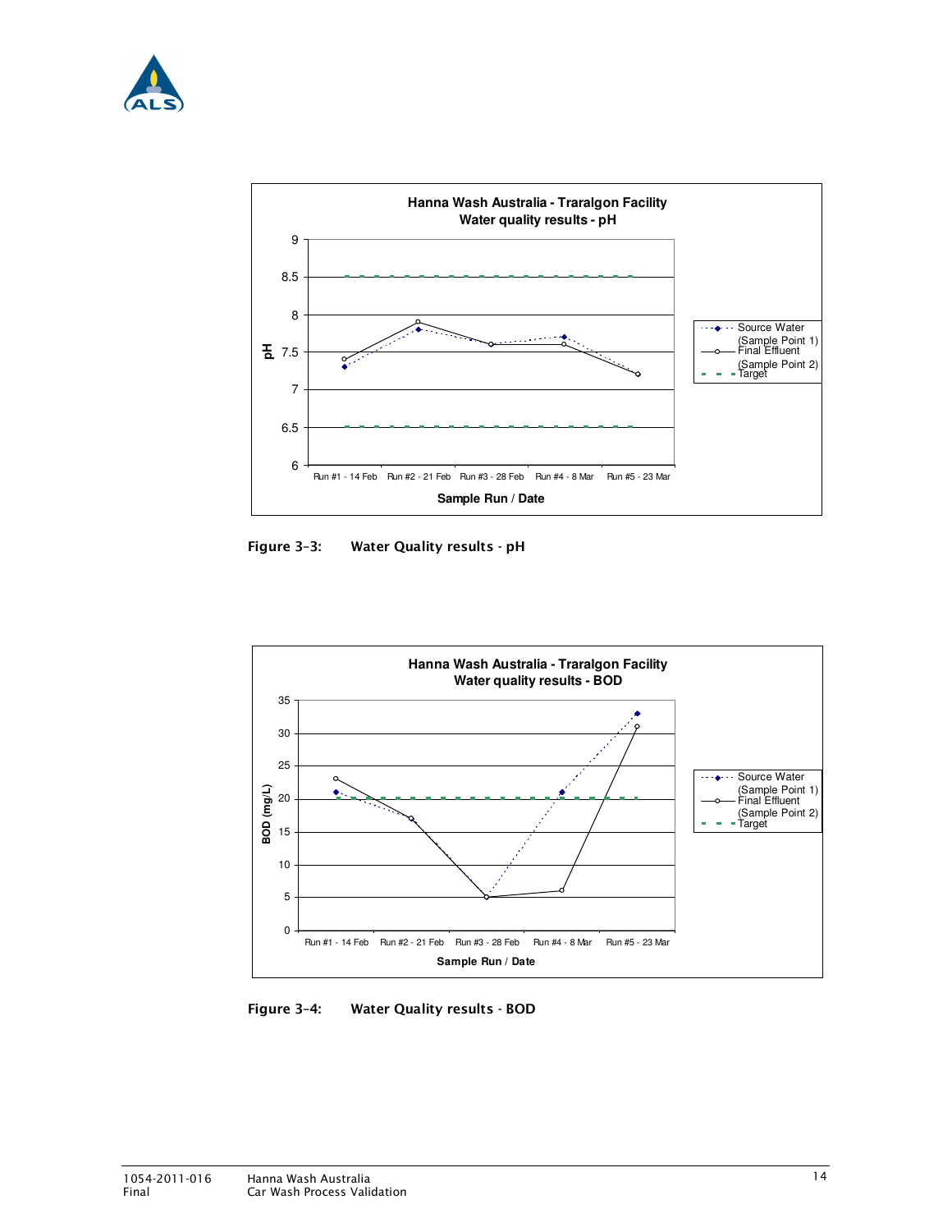**Hanna Wash Australia - Traralgon Facility**
**Water quality results - pH**

Legend: Source Water (Sample Point 1); Final Effluent (Sample Point 2); Target

Y-axis: pH (6 to 9)

X-axis: Sample Run / Date — Run #1 - 14 Feb, Run #2 - 21 Feb, Run #3 - 28 Feb, Run #4 - 8 Mar, Run #5 - 23 Mar

**Figure 3-3: Water Quality results - pH**

**Hanna Wash Australia - Traralgon Facility**
**Water quality results - BOD**

Legend: Source Water (Sample Point 1); Final Effluent (Sample Point 2); Target

Y-axis: BOD (mg/L) (0 to 35)

X-axis: Sample Run / Date — Run #1 - 14 Feb, Run #2 - 21 Feb, Run #3 - 28 Feb, Run #4 - 8 Mar, Run #5 - 23 Mar

**Figure 3-4: Water Quality results - BOD**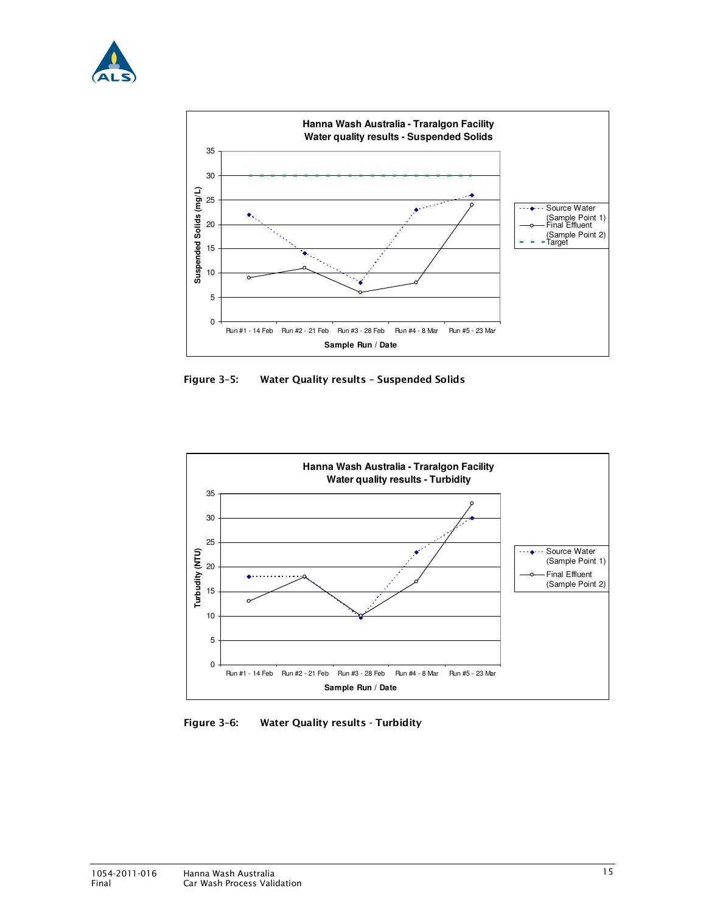Figure 3-5: Water Quality results – Suspended Solids

Figure 3-6: Water Quality results - Turbidity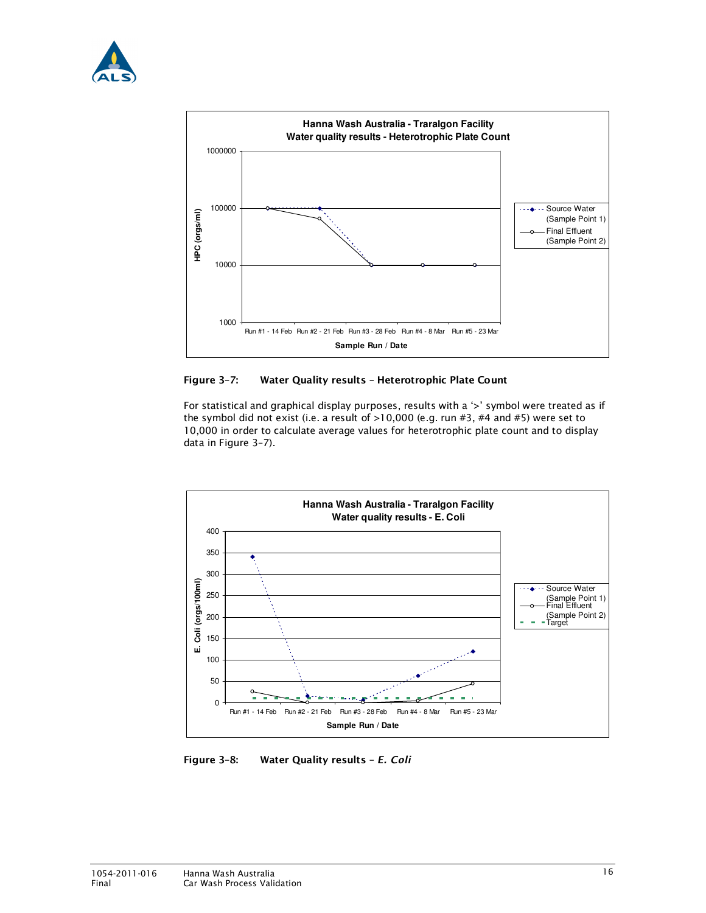Figure 3–7: Water Quality results – Heterotrophic Plate Count

For statistical and graphical display purposes, results with a '>' symbol were treated as if the symbol did not exist (i.e. a result of >10,000 (e.g. run #3, #4 and #5) were set to 10,000 in order to calculate average values for heterotrophic plate count and to display data in Figure 3–7).

Figure 3–8: Water Quality results – *E. Coli*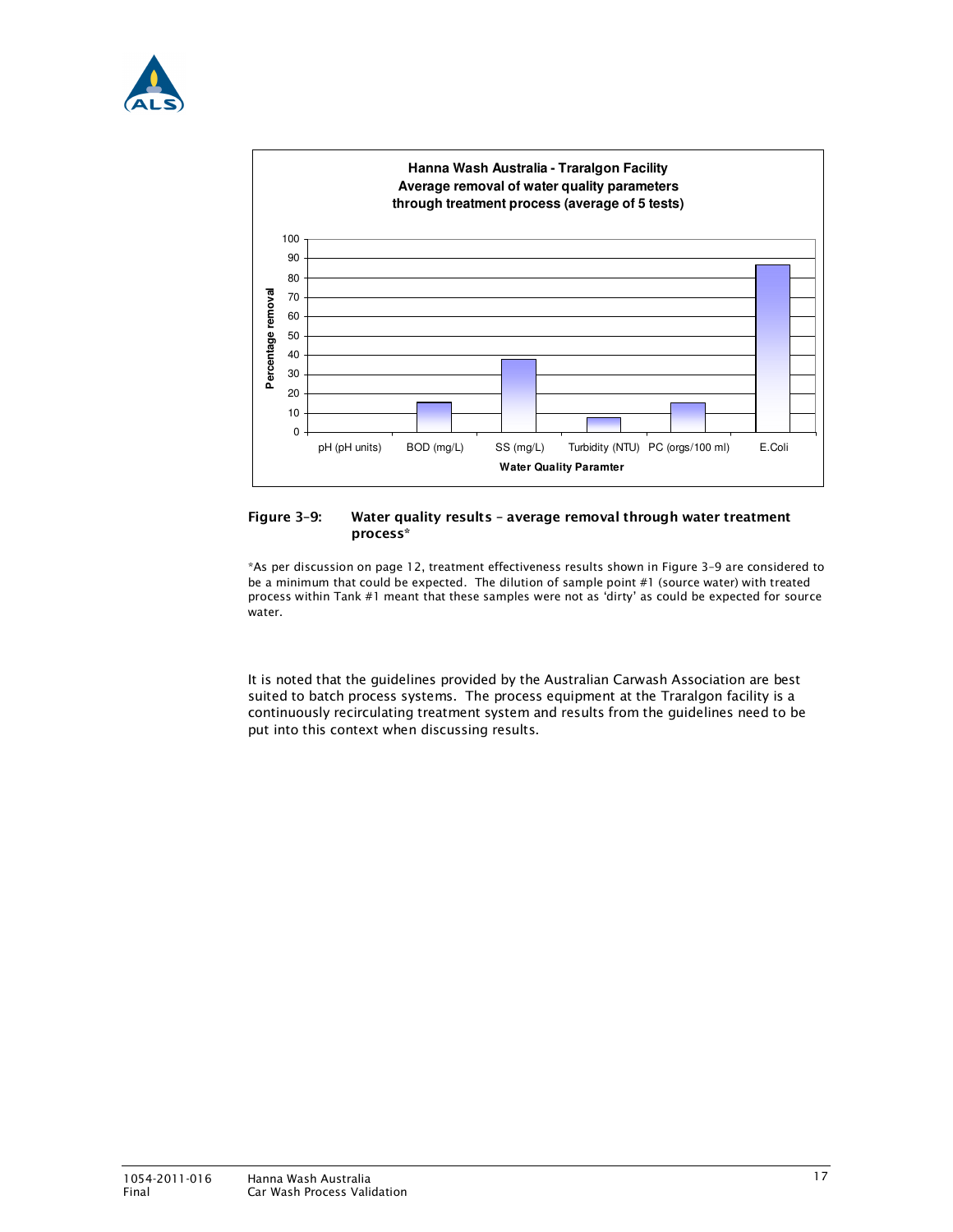**Hanna Wash Australia - Traralgon Facility**
**Average removal of water quality parameters through treatment process (average of 5 tests)**

**Figure 3-9: Water quality results – average removal through water treatment process***

*As per discussion on page 12, treatment effectiveness results shown in Figure 3-9 are considered to be a minimum that could be expected. The dilution of sample point #1 (source water) with treated process within Tank #1 meant that these samples were not as 'dirty' as could be expected for source water.

It is noted that the guidelines provided by the Australian Carwash Association are best suited to batch process systems. The process equipment at the Traralgon facility is a continuously recirculating treatment system and results from the guidelines need to be put into this context when discussing results.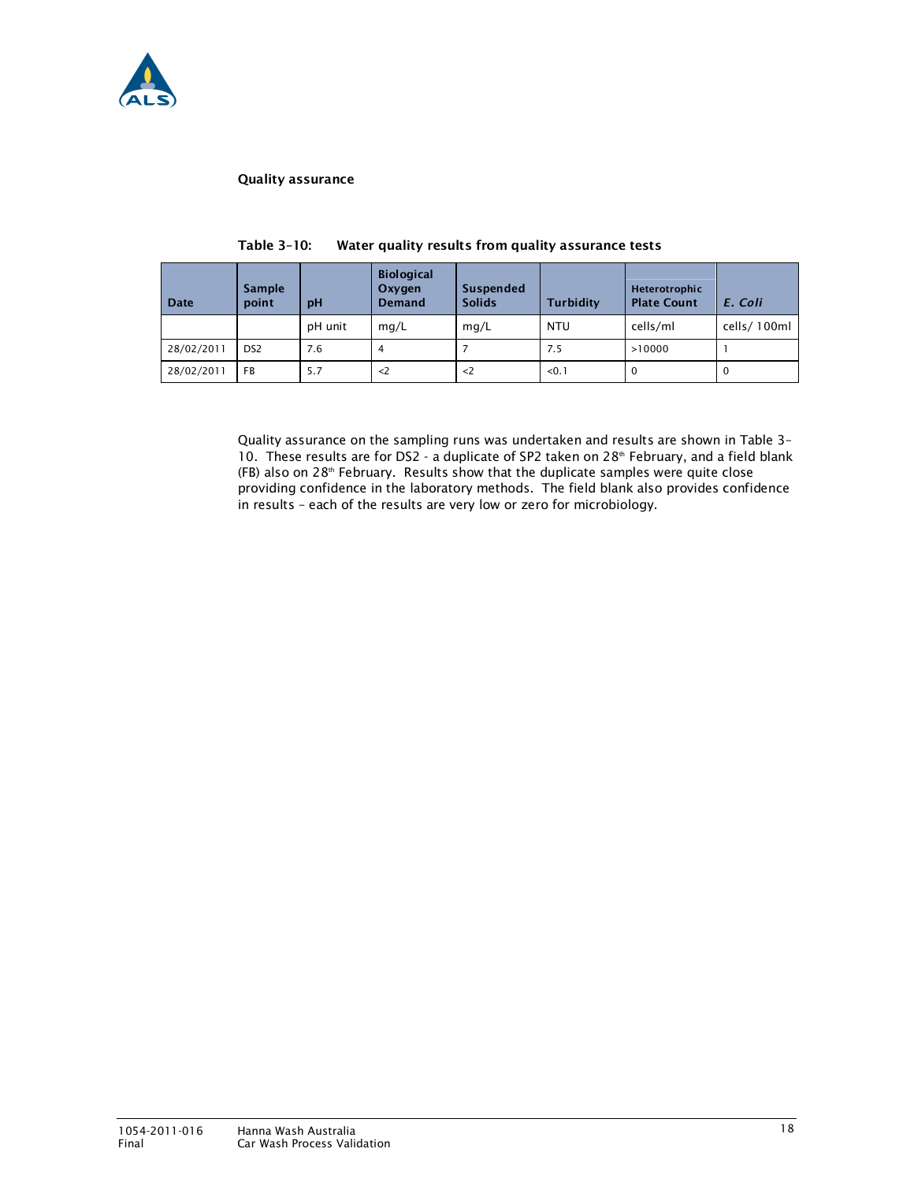**Quality assurance**

**Table 3-10: Water quality results from quality assurance tests**

| Date | Sample point | pH | Biological Oxygen Demand | Suspended Solids | Turbidity | Heterotrophic Plate Count | *E. Coli* |
|---|---|---|---|---|---|---|---|
| | | pH unit | mg/L | mg/L | NTU | cells/ml | cells/ 100ml |
| 28/02/2011 | DS2 | 7.6 | 4 | 7 | 7.5 | >10000 | 1 |
| 28/02/2011 | FB | 5.7 | <2 | <2 | <0.1 | 0 | 0 |

Quality assurance on the sampling runs was undertaken and results are shown in Table 3-10. These results are for DS2 - a duplicate of SP2 taken on 28th February, and a field blank (FB) also on 28th February. Results show that the duplicate samples were quite close providing confidence in the laboratory methods. The field blank also provides confidence in results – each of the results are very low or zero for microbiology.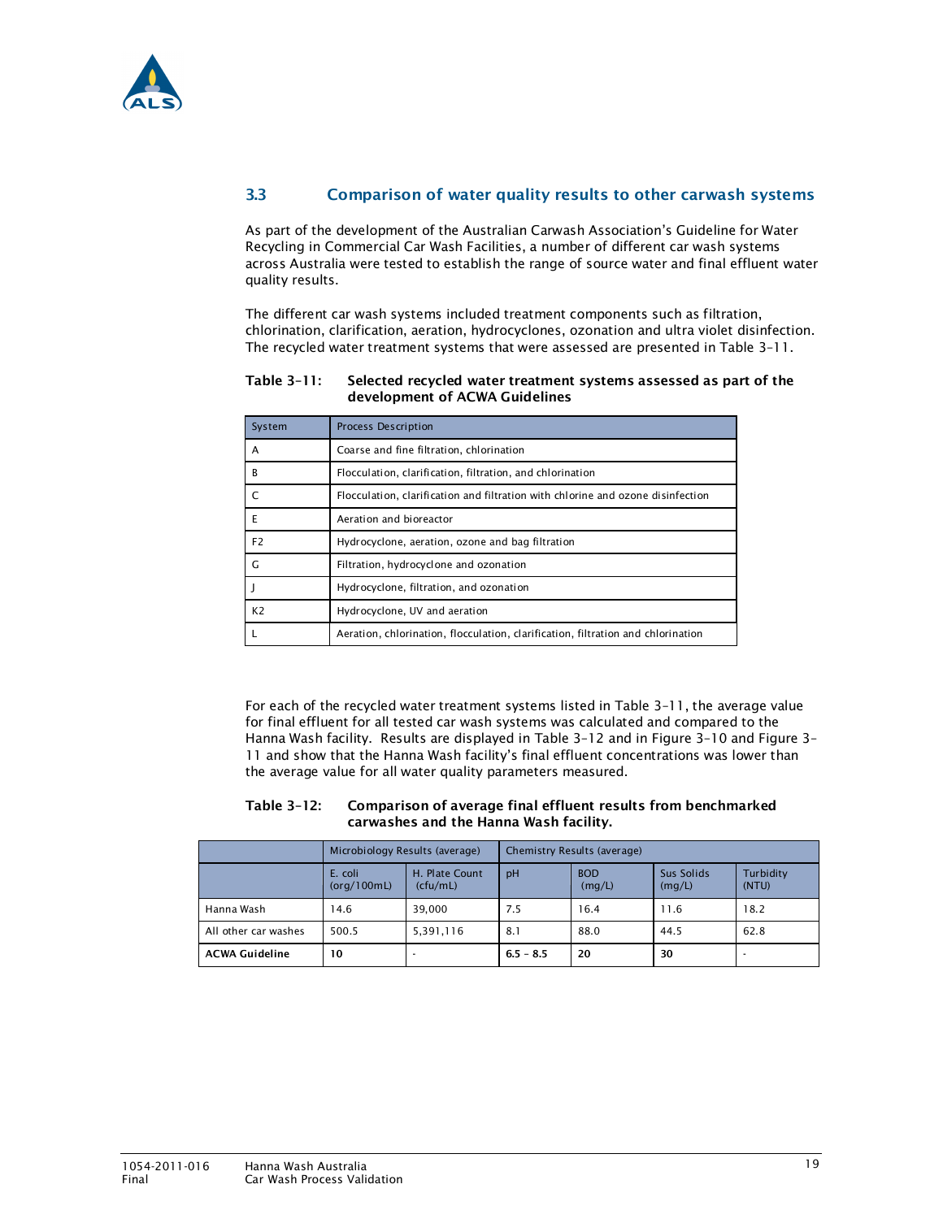## 3.3 Comparison of water quality results to other carwash systems

As part of the development of the Australian Carwash Association's Guideline for Water Recycling in Commercial Car Wash Facilities, a number of different car wash systems across Australia were tested to establish the range of source water and final effluent water quality results.

The different car wash systems included treatment components such as filtration, chlorination, clarification, aeration, hydrocyclones, ozonation and ultra violet disinfection. The recycled water treatment systems that were assessed are presented in Table 3-11.

**Table 3-11: Selected recycled water treatment systems assessed as part of the development of ACWA Guidelines**

| System | Process Description |
|---|---|
| A | Coarse and fine filtration, chlorination |
| B | Flocculation, clarification, filtration, and chlorination |
| C | Flocculation, clarification and filtration with chlorine and ozone disinfection |
| E | Aeration and bioreactor |
| F2 | Hydrocyclone, aeration, ozone and bag filtration |
| G | Filtration, hydrocyclone and ozonation |
| J | Hydrocyclone, filtration, and ozonation |
| K2 | Hydrocyclone, UV and aeration |
| L | Aeration, chlorination, flocculation, clarification, filtration and chlorination |

For each of the recycled water treatment systems listed in Table 3-11, the average value for final effluent for all tested car wash systems was calculated and compared to the Hanna Wash facility. Results are displayed in Table 3-12 and in Figure 3-10 and Figure 3-11 and show that the Hanna Wash facility's final effluent concentrations was lower than the average value for all water quality parameters measured.

**Table 3-12: Comparison of average final effluent results from benchmarked carwashes and the Hanna Wash facility.**

| | Microbiology Results (average) | | Chemistry Results (average) | | | |
|---|---|---|---|---|---|---|
| | E. coli (org/100mL) | H. Plate Count (cfu/mL) | pH | BOD (mg/L) | Sus Solids (mg/L) | Turbidity (NTU) |
| Hanna Wash | 14.6 | 39,000 | 7.5 | 16.4 | 11.6 | 18.2 |
| All other car washes | 500.5 | 5,391,116 | 8.1 | 88.0 | 44.5 | 62.8 |
| **ACWA Guideline** | **10** | - | **6.5 - 8.5** | **20** | **30** | - |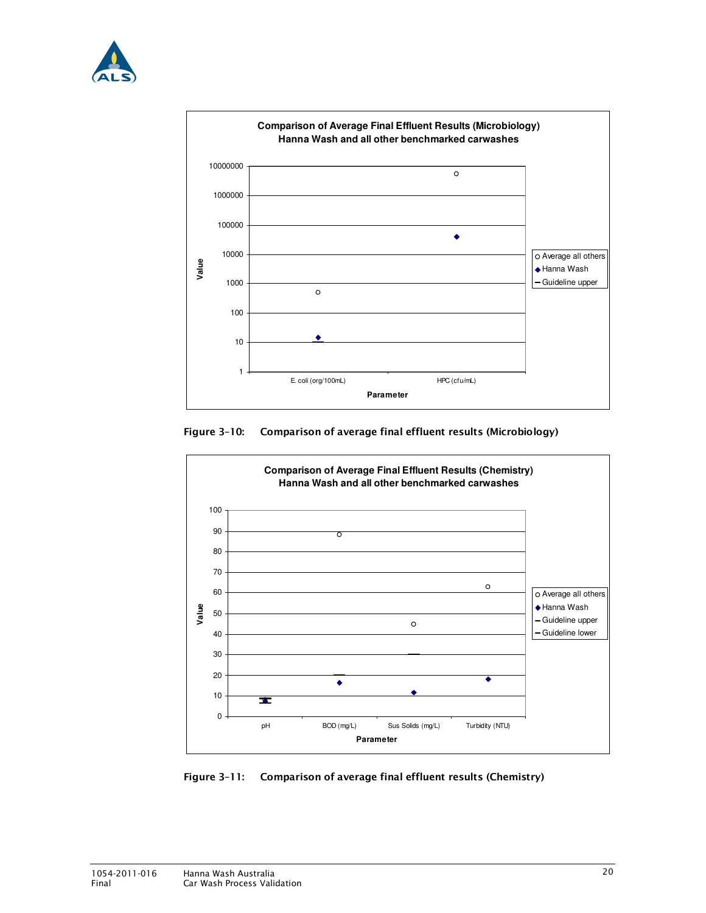Comparison of Average Final Effluent Results (Microbiology)
Hanna Wash and all other benchmarked carwashes

Value: 1, 10, 100, 1000, 10000, 100000, 1000000, 10000000

Parameter: E. coli (org/100mL), HPC (cfu/mL)

Legend: Average all others; Hanna Wash; Guideline upper

**Figure 3-10: Comparison of average final effluent results (Microbiology)**

Comparison of Average Final Effluent Results (Chemistry)
Hanna Wash and all other benchmarked carwashes

Value: 0, 10, 20, 30, 40, 50, 60, 70, 80, 90, 100

Parameter: pH, BOD (mg/L), Sus Solids (mg/L), Turbidity (NTU)

Legend: Average all others; Hanna Wash; Guideline upper; Guideline lower

**Figure 3-11: Comparison of average final effluent results (Chemistry)**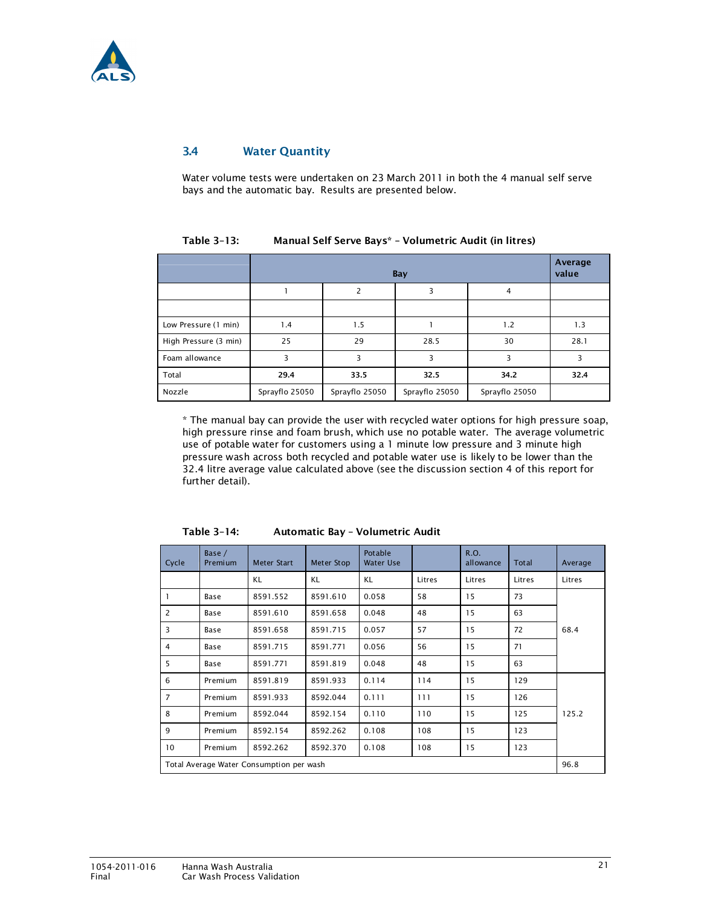## 3.4 Water Quantity

Water volume tests were undertaken on 23 March 2011 in both the 4 manual self serve bays and the automatic bay. Results are presented below.

**Table 3-13: Manual Self Serve Bays* – Volumetric Audit (in litres)**

| | Bay | | | | Average value |
|---|---|---|---|---|---|
| | 1 | 2 | 3 | 4 | |
| | | | | | |
| Low Pressure (1 min) | 1.4 | 1.5 | 1 | 1.2 | 1.3 |
| High Pressure (3 min) | 25 | 29 | 28.5 | 30 | 28.1 |
| Foam allowance | 3 | 3 | 3 | 3 | 3 |
| Total | **29.4** | **33.5** | **32.5** | **34.2** | **32.4** |
| Nozzle | Sprayflo 25050 | Sprayflo 25050 | Sprayflo 25050 | Sprayflo 25050 | |

* The manual bay can provide the user with recycled water options for high pressure soap, high pressure rinse and foam brush, which use no potable water. The average volumetric use of potable water for customers using a 1 minute low pressure and 3 minute high pressure wash across both recycled and potable water use is likely to be lower than the 32.4 litre average value calculated above (see the discussion section 4 of this report for further detail).

**Table 3-14: Automatic Bay – Volumetric Audit**

| Cycle | Base / Premium | Meter Start | Meter Stop | Potable Water Use | | R.O. allowance | Total | Average |
|---|---|---|---|---|---|---|---|---|
| | | KL | KL | KL | Litres | Litres | Litres | Litres |
| 1 | Base | 8591.552 | 8591.610 | 0.058 | 58 | 15 | 73 | 68.4 |
| 2 | Base | 8591.610 | 8591.658 | 0.048 | 48 | 15 | 63 | |
| 3 | Base | 8591.658 | 8591.715 | 0.057 | 57 | 15 | 72 | |
| 4 | Base | 8591.715 | 8591.771 | 0.056 | 56 | 15 | 71 | |
| 5 | Base | 8591.771 | 8591.819 | 0.048 | 48 | 15 | 63 | |
| 6 | Premium | 8591.819 | 8591.933 | 0.114 | 114 | 15 | 129 | 125.2 |
| 7 | Premium | 8591.933 | 8592.044 | 0.111 | 111 | 15 | 126 | |
| 8 | Premium | 8592.044 | 8592.154 | 0.110 | 110 | 15 | 125 | |
| 9 | Premium | 8592.154 | 8592.262 | 0.108 | 108 | 15 | 123 | |
| 10 | Premium | 8592.262 | 8592.370 | 0.108 | 108 | 15 | 123 | |
| Total Average Water Consumption per wash | | | | | | | | 96.8 |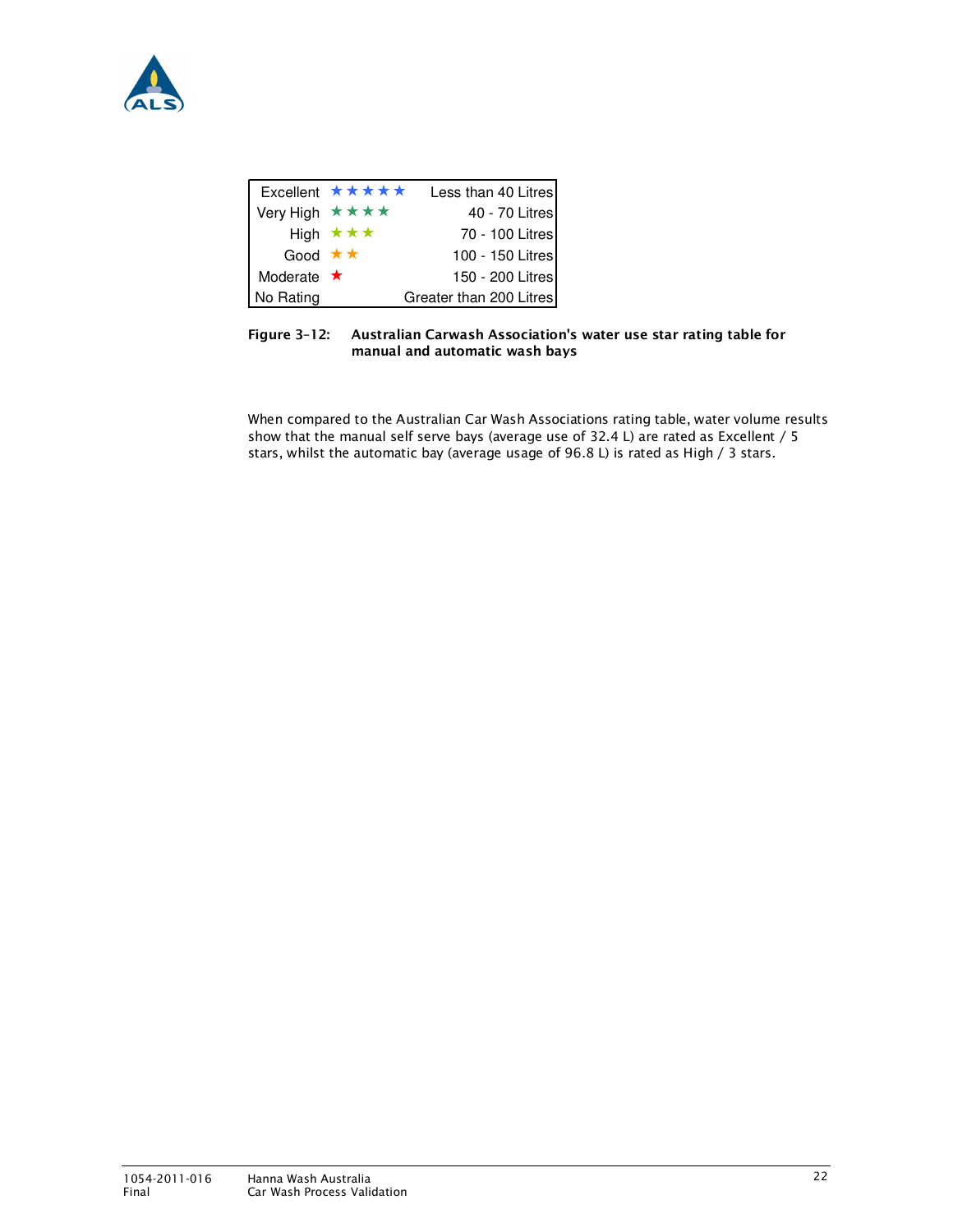| Rating | Stars | Water use |
| --- | --- | --- |
| Excellent | ★★★★★ | Less than 40 Litres |
| Very High | ★★★★ | 40 - 70 Litres |
| High | ★★★ | 70 - 100 Litres |
| Good | ★★ | 100 - 150 Litres |
| Moderate | ★ | 150 - 200 Litres |
| No Rating | | Greater than 200 Litres |

**Figure 3-12: Australian Carwash Association's water use star rating table for manual and automatic wash bays**

When compared to the Australian Car Wash Associations rating table, water volume results show that the manual self serve bays (average use of 32.4 L) are rated as Excellent / 5 stars, whilst the automatic bay (average usage of 96.8 L) is rated as High / 3 stars.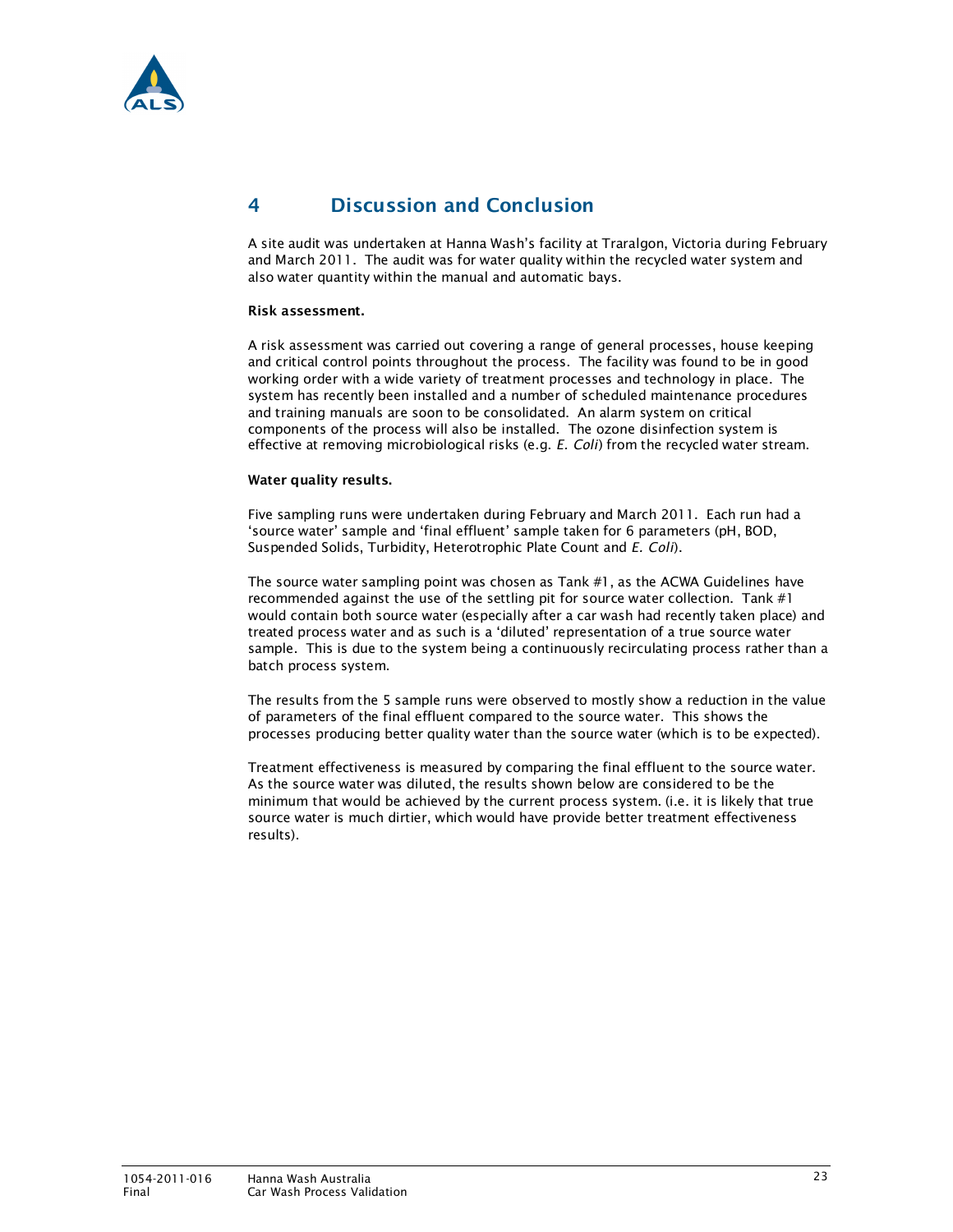## 4 Discussion and Conclusion

A site audit was undertaken at Hanna Wash's facility at Traralgon, Victoria during February and March 2011. The audit was for water quality within the recycled water system and also water quantity within the manual and automatic bays.

**Risk assessment.**

A risk assessment was carried out covering a range of general processes, house keeping and critical control points throughout the process. The facility was found to be in good working order with a wide variety of treatment processes and technology in place. The system has recently been installed and a number of scheduled maintenance procedures and training manuals are soon to be consolidated. An alarm system on critical components of the process will also be installed. The ozone disinfection system is effective at removing microbiological risks (e.g. *E. Coli*) from the recycled water stream.

**Water quality results.**

Five sampling runs were undertaken during February and March 2011. Each run had a 'source water' sample and 'final effluent' sample taken for 6 parameters (pH, BOD, Suspended Solids, Turbidity, Heterotrophic Plate Count and *E. Coli*).

The source water sampling point was chosen as Tank #1, as the ACWA Guidelines have recommended against the use of the settling pit for source water collection. Tank #1 would contain both source water (especially after a car wash had recently taken place) and treated process water and as such is a 'diluted' representation of a true source water sample. This is due to the system being a continuously recirculating process rather than a batch process system.

The results from the 5 sample runs were observed to mostly show a reduction in the value of parameters of the final effluent compared to the source water. This shows the processes producing better quality water than the source water (which is to be expected).

Treatment effectiveness is measured by comparing the final effluent to the source water. As the source water was diluted, the results shown below are considered to be the minimum that would be achieved by the current process system. (i.e. it is likely that true source water is much dirtier, which would have provide better treatment effectiveness results).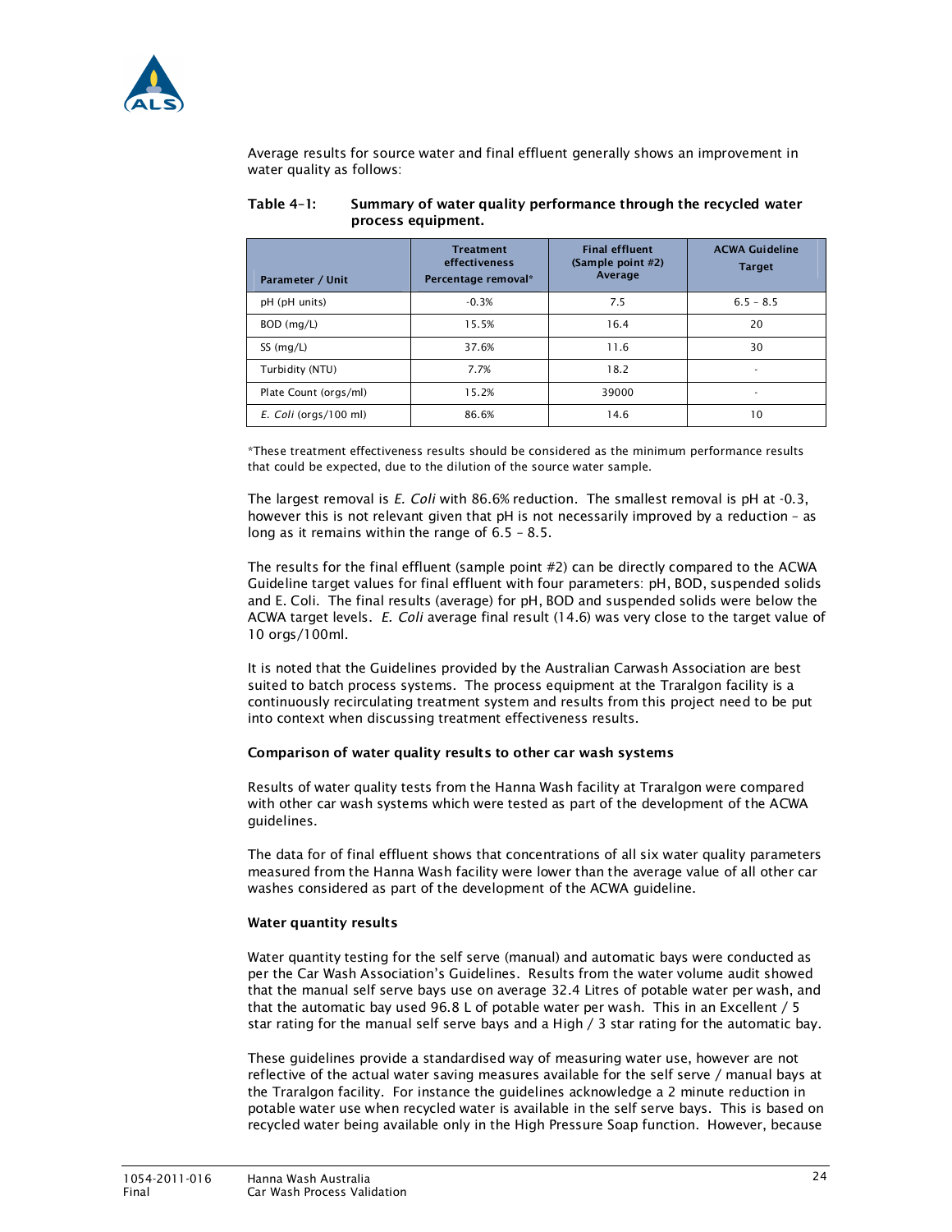Average results for source water and final effluent generally shows an improvement in water quality as follows:

**Table 4-1: Summary of water quality performance through the recycled water process equipment.**

| Parameter / Unit | Treatment effectiveness Percentage removal* | Final effluent (Sample point #2) Average | ACWA Guideline Target |
|---|---|---|---|
| pH (pH units) | -0.3% | 7.5 | 6.5 – 8.5 |
| BOD (mg/L) | 15.5% | 16.4 | 20 |
| SS (mg/L) | 37.6% | 11.6 | 30 |
| Turbidity (NTU) | 7.7% | 18.2 | - |
| Plate Count (orgs/ml) | 15.2% | 39000 | - |
| *E. Coli* (orgs/100 ml) | 86.6% | 14.6 | 10 |

*These treatment effectiveness results should be considered as the minimum performance results that could be expected, due to the dilution of the source water sample.

The largest removal is *E. Coli* with 86.6% reduction. The smallest removal is pH at -0.3, however this is not relevant given that pH is not necessarily improved by a reduction – as long as it remains within the range of 6.5 – 8.5.

The results for the final effluent (sample point #2) can be directly compared to the ACWA Guideline target values for final effluent with four parameters: pH, BOD, suspended solids and E. Coli. The final results (average) for pH, BOD and suspended solids were below the ACWA target levels. *E. Coli* average final result (14.6) was very close to the target value of 10 orgs/100ml.

It is noted that the Guidelines provided by the Australian Carwash Association are best suited to batch process systems. The process equipment at the Traralgon facility is a continuously recirculating treatment system and results from this project need to be put into context when discussing treatment effectiveness results.

**Comparison of water quality results to other car wash systems**

Results of water quality tests from the Hanna Wash facility at Traralgon were compared with other car wash systems which were tested as part of the development of the ACWA guidelines.

The data for of final effluent shows that concentrations of all six water quality parameters measured from the Hanna Wash facility were lower than the average value of all other car washes considered as part of the development of the ACWA guideline.

**Water quantity results**

Water quantity testing for the self serve (manual) and automatic bays were conducted as per the Car Wash Association's Guidelines. Results from the water volume audit showed that the manual self serve bays use on average 32.4 Litres of potable water per wash, and that the automatic bay used 96.8 L of potable water per wash. This in an Excellent / 5 star rating for the manual self serve bays and a High / 3 star rating for the automatic bay.

These guidelines provide a standardised way of measuring water use, however are not reflective of the actual water saving measures available for the self serve / manual bays at the Traralgon facility. For instance the guidelines acknowledge a 2 minute reduction in potable water use when recycled water is available in the self serve bays. This is based on recycled water being available only in the High Pressure Soap function. However, because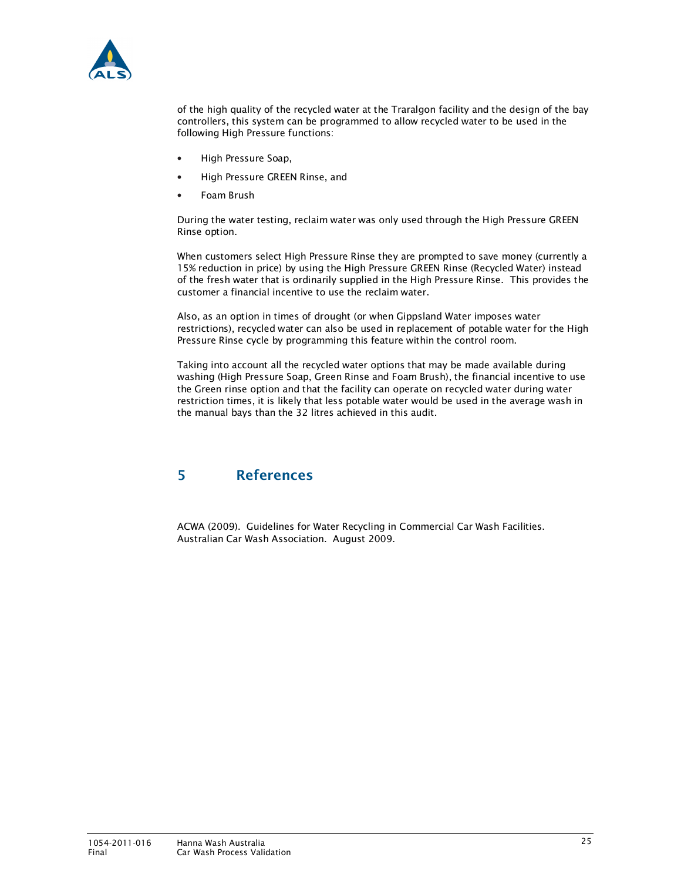of the high quality of the recycled water at the Traralgon facility and the design of the bay controllers, this system can be programmed to allow recycled water to be used in the following High Pressure functions:

- High Pressure Soap,
- High Pressure GREEN Rinse, and
- Foam Brush

During the water testing, reclaim water was only used through the High Pressure GREEN Rinse option.

When customers select High Pressure Rinse they are prompted to save money (currently a 15% reduction in price) by using the High Pressure GREEN Rinse (Recycled Water) instead of the fresh water that is ordinarily supplied in the High Pressure Rinse. This provides the customer a financial incentive to use the reclaim water.

Also, as an option in times of drought (or when Gippsland Water imposes water restrictions), recycled water can also be used in replacement of potable water for the High Pressure Rinse cycle by programming this feature within the control room.

Taking into account all the recycled water options that may be made available during washing (High Pressure Soap, Green Rinse and Foam Brush), the financial incentive to use the Green rinse option and that the facility can operate on recycled water during water restriction times, it is likely that less potable water would be used in the average wash in the manual bays than the 32 litres achieved in this audit.

# 5 References

ACWA (2009). Guidelines for Water Recycling in Commercial Car Wash Facilities. Australian Car Wash Association. August 2009.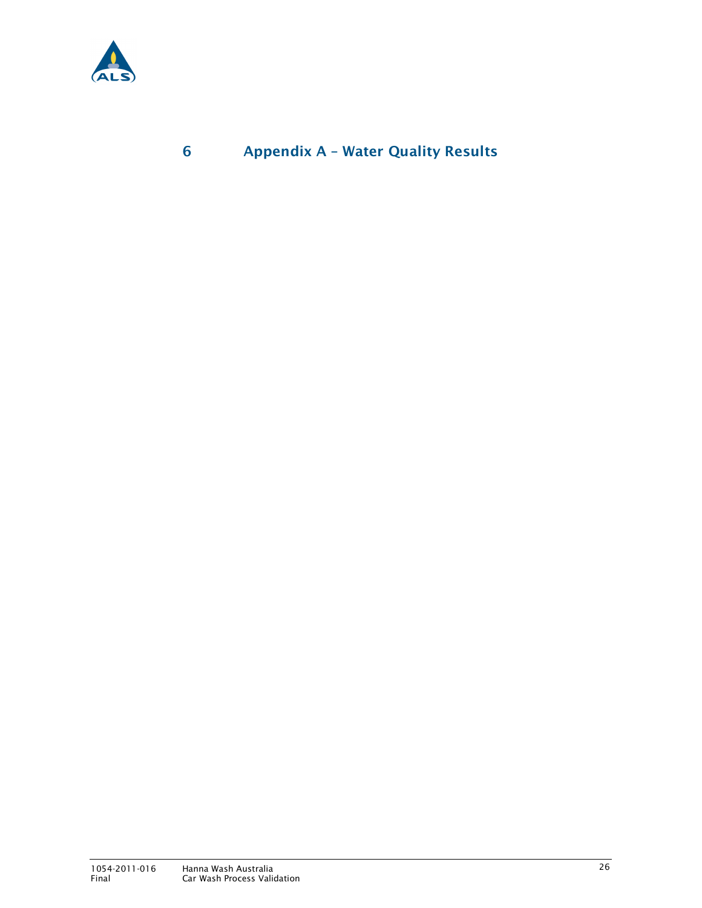# 6 Appendix A – Water Quality Results